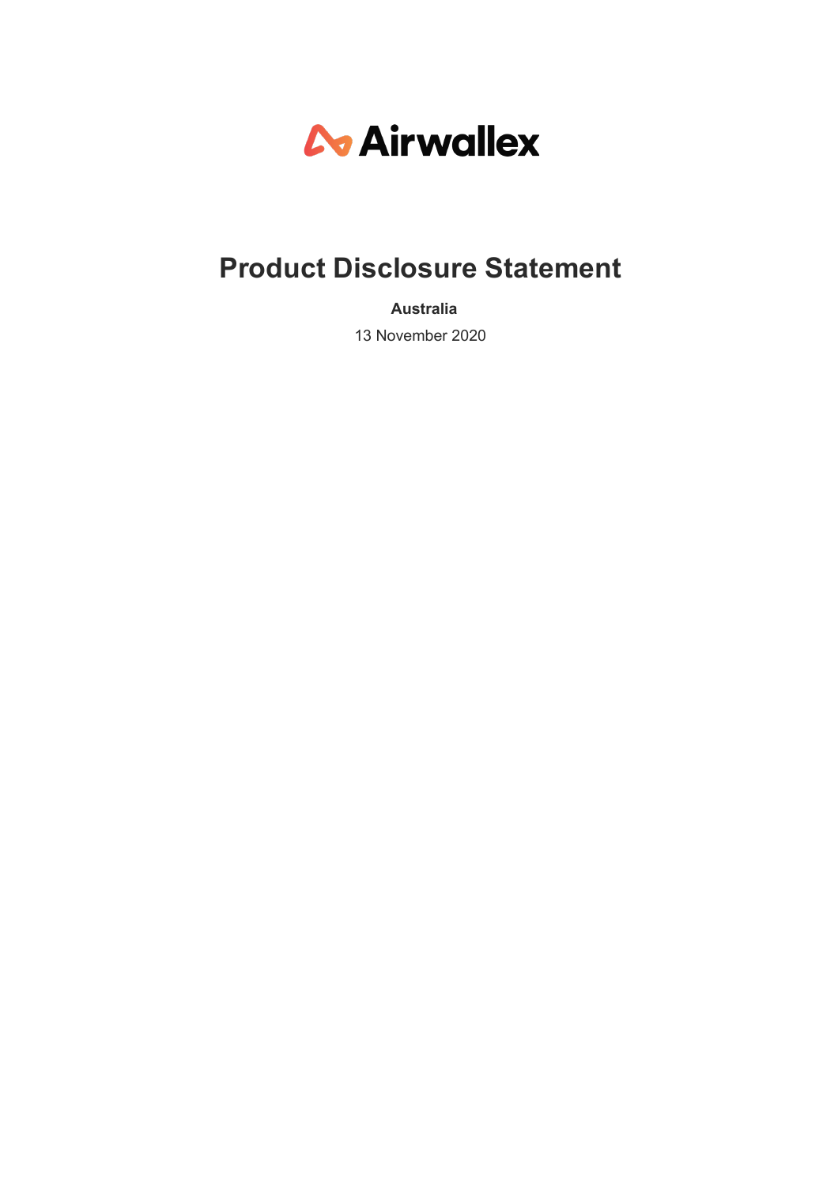Airwallex

# Product Disclosure Statement

**Australia**

13 November 2020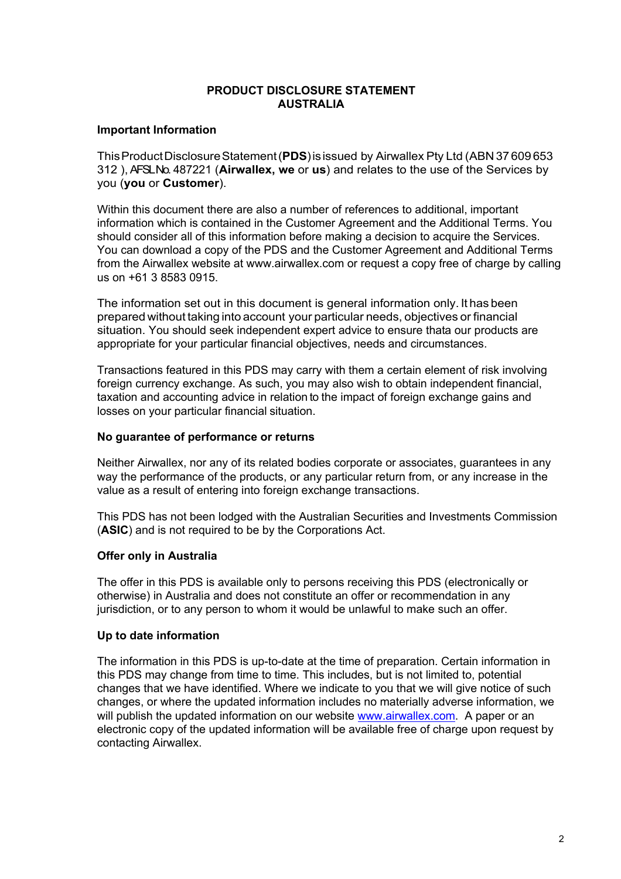# PRODUCT DISCLOSURE STATEMENT AUSTRALIA

## Important Information

This Product Disclosure Statement (**PDS**) is issued by Airwallex Pty Ltd (ABN 37 609 653 312 ), AFSL No. 487221 (**Airwallex, we** or **us**) and relates to the use of the Services by you (**you** or **Customer**).

Within this document there are also a number of references to additional, important information which is contained in the Customer Agreement and the Additional Terms. You should consider all of this information before making a decision to acquire the Services. You can download a copy of the PDS and the Customer Agreement and Additional Terms from the Airwallex website at www.airwallex.com or request a copy free of charge by calling us on +61 3 8583 0915.

The information set out in this document is general information only. It has been prepared without taking into account your particular needs, objectives or financial situation. You should seek independent expert advice to ensure thata our products are appropriate for your particular financial objectives, needs and circumstances.

Transactions featured in this PDS may carry with them a certain element of risk involving foreign currency exchange. As such, you may also wish to obtain independent financial, taxation and accounting advice in relation to the impact of foreign exchange gains and losses on your particular financial situation.

## No guarantee of performance or returns

Neither Airwallex, nor any of its related bodies corporate or associates, guarantees in any way the performance of the products, or any particular return from, or any increase in the value as a result of entering into foreign exchange transactions.

This PDS has not been lodged with the Australian Securities and Investments Commission (**ASIC**) and is not required to be by the Corporations Act.

## Offer only in Australia

The offer in this PDS is available only to persons receiving this PDS (electronically or otherwise) in Australia and does not constitute an offer or recommendation in any jurisdiction, or to any person to whom it would be unlawful to make such an offer.

## Up to date information

The information in this PDS is up-to-date at the time of preparation. Certain information in this PDS may change from time to time. This includes, but is not limited to, potential changes that we have identified. Where we indicate to you that we will give notice of such changes, or where the updated information includes no materially adverse information, we will publish the updated information on our website [www.airwallex.com](http://www.airwallex.com). A paper or an electronic copy of the updated information will be available free of charge upon request by contacting Airwallex.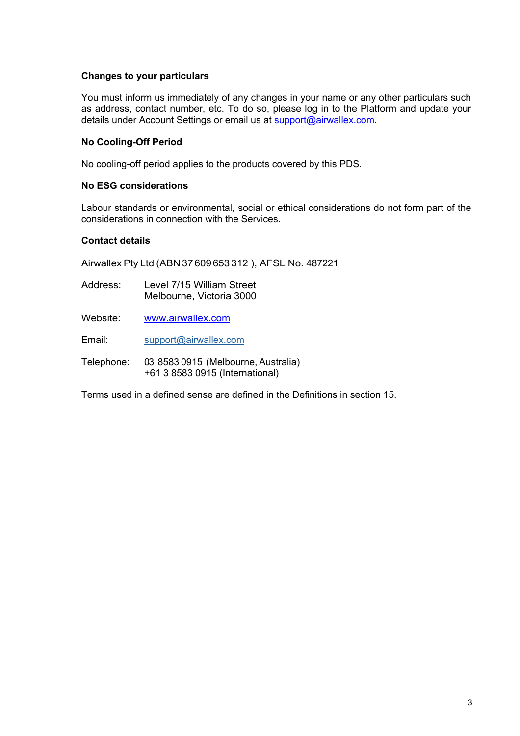**Changes to your particulars**

You must inform us immediately of any changes in your name or any other particulars such as address, contact number, etc. To do so, please log in to the Platform and update your details under Account Settings or email us at support@airwallex.com.

**No Cooling-Off Period**

No cooling-off period applies to the products covered by this PDS.

**No ESG considerations**

Labour standards or environmental, social or ethical considerations do not form part of the considerations in connection with the Services.

**Contact details**

Airwallex Pty Ltd (ABN 37 609 653 312 ), AFSL No. 487221

| | |
|---|---|
| Address: | Level 7/15 William Street<br>Melbourne, Victoria 3000 |
| Website: | www.airwallex.com |
| Email: | support@airwallex.com |
| Telephone: | 03 8583 0915 (Melbourne, Australia)<br>+61 3 8583 0915 (International) |

Terms used in a defined sense are defined in the Definitions in section 15.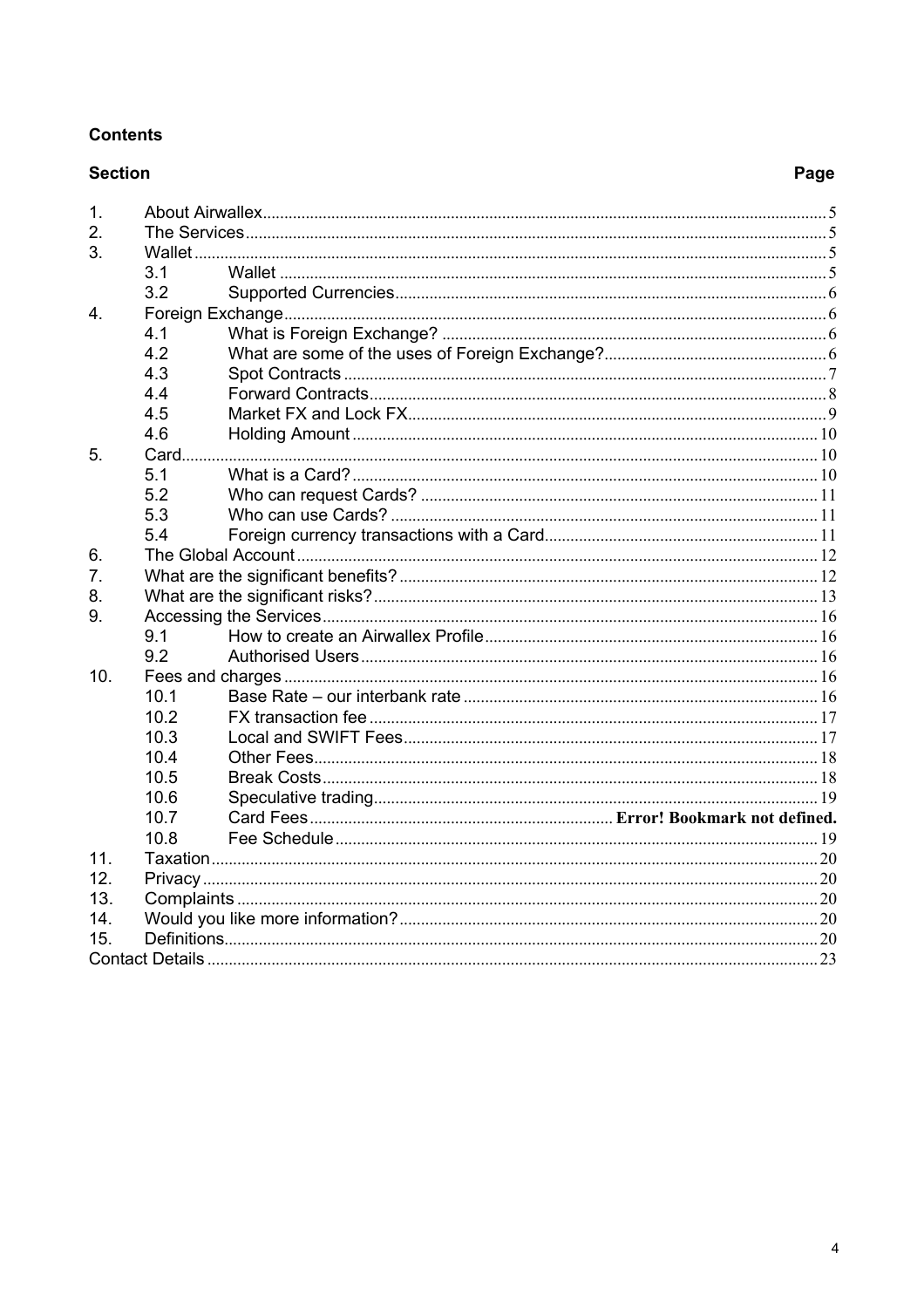**Contents**

| Section | | | Page |
|---|---|---|---|
| 1. | About Airwallex | | 5 |
| 2. | The Services | | 5 |
| 3. | Wallet | | 5 |
| | 3.1 | Wallet | 5 |
| | 3.2 | Supported Currencies | 6 |
| 4. | Foreign Exchange | | 6 |
| | 4.1 | What is Foreign Exchange? | 6 |
| | 4.2 | What are some of the uses of Foreign Exchange? | 6 |
| | 4.3 | Spot Contracts | 7 |
| | 4.4 | Forward Contracts | 8 |
| | 4.5 | Market FX and Lock FX | 9 |
| | 4.6 | Holding Amount | 10 |
| 5. | Card | | 10 |
| | 5.1 | What is a Card? | 10 |
| | 5.2 | Who can request Cards? | 11 |
| | 5.3 | Who can use Cards? | 11 |
| | 5.4 | Foreign currency transactions with a Card | 11 |
| 6. | The Global Account | | 12 |
| 7. | What are the significant benefits? | | 12 |
| 8. | What are the significant risks? | | 13 |
| 9. | Accessing the Services | | 16 |
| | 9.1 | How to create an Airwallex Profile | 16 |
| | 9.2 | Authorised Users | 16 |
| 10. | Fees and charges | | 16 |
| | 10.1 | Base Rate – our interbank rate | 16 |
| | 10.2 | FX transaction fee | 17 |
| | 10.3 | Local and SWIFT Fees | 17 |
| | 10.4 | Other Fees | 18 |
| | 10.5 | Break Costs | 18 |
| | 10.6 | Speculative trading | 19 |
| | 10.7 | Card Fees | **Error! Bookmark not defined.** |
| | 10.8 | Fee Schedule | 19 |
| 11. | Taxation | | 20 |
| 12. | Privacy | | 20 |
| 13. | Complaints | | 20 |
| 14. | Would you like more information? | | 20 |
| 15. | Definitions | | 20 |
| Contact Details | | | 23 |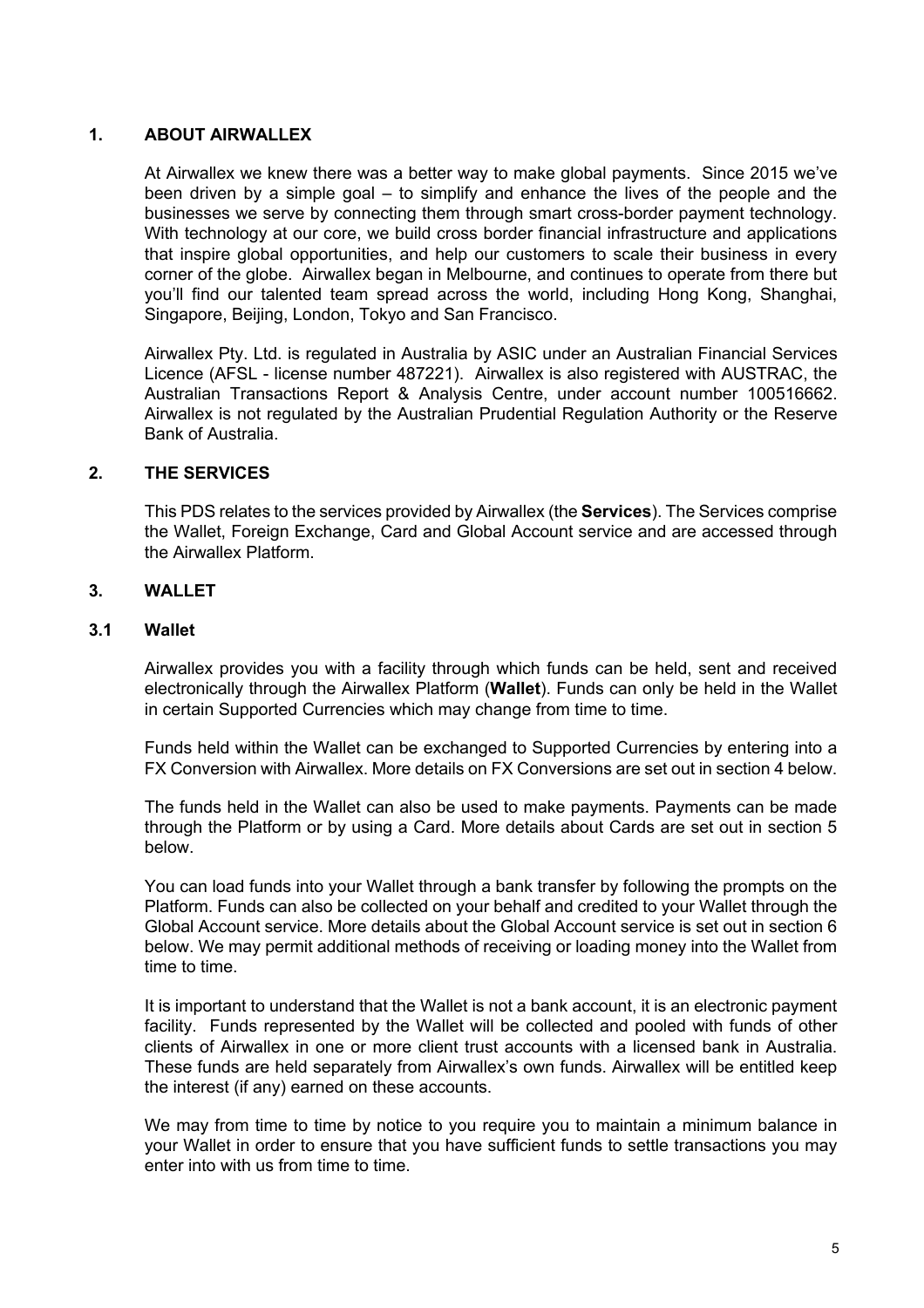## 1. ABOUT AIRWALLEX

At Airwallex we knew there was a better way to make global payments. Since 2015 we've been driven by a simple goal – to simplify and enhance the lives of the people and the businesses we serve by connecting them through smart cross-border payment technology. With technology at our core, we build cross border financial infrastructure and applications that inspire global opportunities, and help our customers to scale their business in every corner of the globe. Airwallex began in Melbourne, and continues to operate from there but you'll find our talented team spread across the world, including Hong Kong, Shanghai, Singapore, Beijing, London, Tokyo and San Francisco.

Airwallex Pty. Ltd. is regulated in Australia by ASIC under an Australian Financial Services Licence (AFSL - license number 487221). Airwallex is also registered with AUSTRAC, the Australian Transactions Report & Analysis Centre, under account number 100516662. Airwallex is not regulated by the Australian Prudential Regulation Authority or the Reserve Bank of Australia.

## 2. THE SERVICES

This PDS relates to the services provided by Airwallex (the **Services**). The Services comprise the Wallet, Foreign Exchange, Card and Global Account service and are accessed through the Airwallex Platform.

## 3. WALLET

### 3.1 Wallet

Airwallex provides you with a facility through which funds can be held, sent and received electronically through the Airwallex Platform (**Wallet**). Funds can only be held in the Wallet in certain Supported Currencies which may change from time to time.

Funds held within the Wallet can be exchanged to Supported Currencies by entering into a FX Conversion with Airwallex. More details on FX Conversions are set out in section 4 below.

The funds held in the Wallet can also be used to make payments. Payments can be made through the Platform or by using a Card. More details about Cards are set out in section 5 below.

You can load funds into your Wallet through a bank transfer by following the prompts on the Platform. Funds can also be collected on your behalf and credited to your Wallet through the Global Account service. More details about the Global Account service is set out in section 6 below. We may permit additional methods of receiving or loading money into the Wallet from time to time.

It is important to understand that the Wallet is not a bank account, it is an electronic payment facility. Funds represented by the Wallet will be collected and pooled with funds of other clients of Airwallex in one or more client trust accounts with a licensed bank in Australia. These funds are held separately from Airwallex's own funds. Airwallex will be entitled keep the interest (if any) earned on these accounts.

We may from time to time by notice to you require you to maintain a minimum balance in your Wallet in order to ensure that you have sufficient funds to settle transactions you may enter into with us from time to time.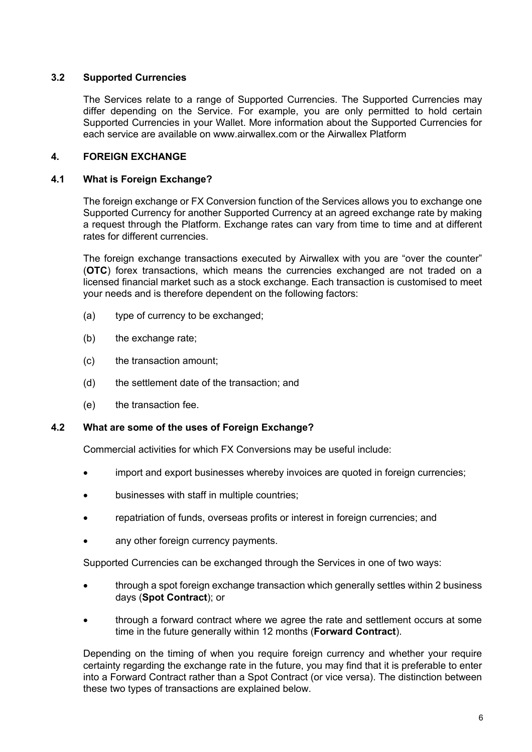### 3.2 Supported Currencies

The Services relate to a range of Supported Currencies. The Supported Currencies may differ depending on the Service. For example, you are only permitted to hold certain Supported Currencies in your Wallet. More information about the Supported Currencies for each service are available on www.airwallex.com or the Airwallex Platform

## 4. FOREIGN EXCHANGE

### 4.1 What is Foreign Exchange?

The foreign exchange or FX Conversion function of the Services allows you to exchange one Supported Currency for another Supported Currency at an agreed exchange rate by making a request through the Platform. Exchange rates can vary from time to time and at different rates for different currencies.

The foreign exchange transactions executed by Airwallex with you are "over the counter" (**OTC**) forex transactions, which means the currencies exchanged are not traded on a licensed financial market such as a stock exchange. Each transaction is customised to meet your needs and is therefore dependent on the following factors:

(a) type of currency to be exchanged;

(b) the exchange rate;

(c) the transaction amount;

(d) the settlement date of the transaction; and

(e) the transaction fee.

### 4.2 What are some of the uses of Foreign Exchange?

Commercial activities for which FX Conversions may be useful include:

- import and export businesses whereby invoices are quoted in foreign currencies;
- businesses with staff in multiple countries;
- repatriation of funds, overseas profits or interest in foreign currencies; and
- any other foreign currency payments.

Supported Currencies can be exchanged through the Services in one of two ways:

- through a spot foreign exchange transaction which generally settles within 2 business days (**Spot Contract**); or
- through a forward contract where we agree the rate and settlement occurs at some time in the future generally within 12 months (**Forward Contract**).

Depending on the timing of when you require foreign currency and whether your require certainty regarding the exchange rate in the future, you may find that it is preferable to enter into a Forward Contract rather than a Spot Contract (or vice versa). The distinction between these two types of transactions are explained below.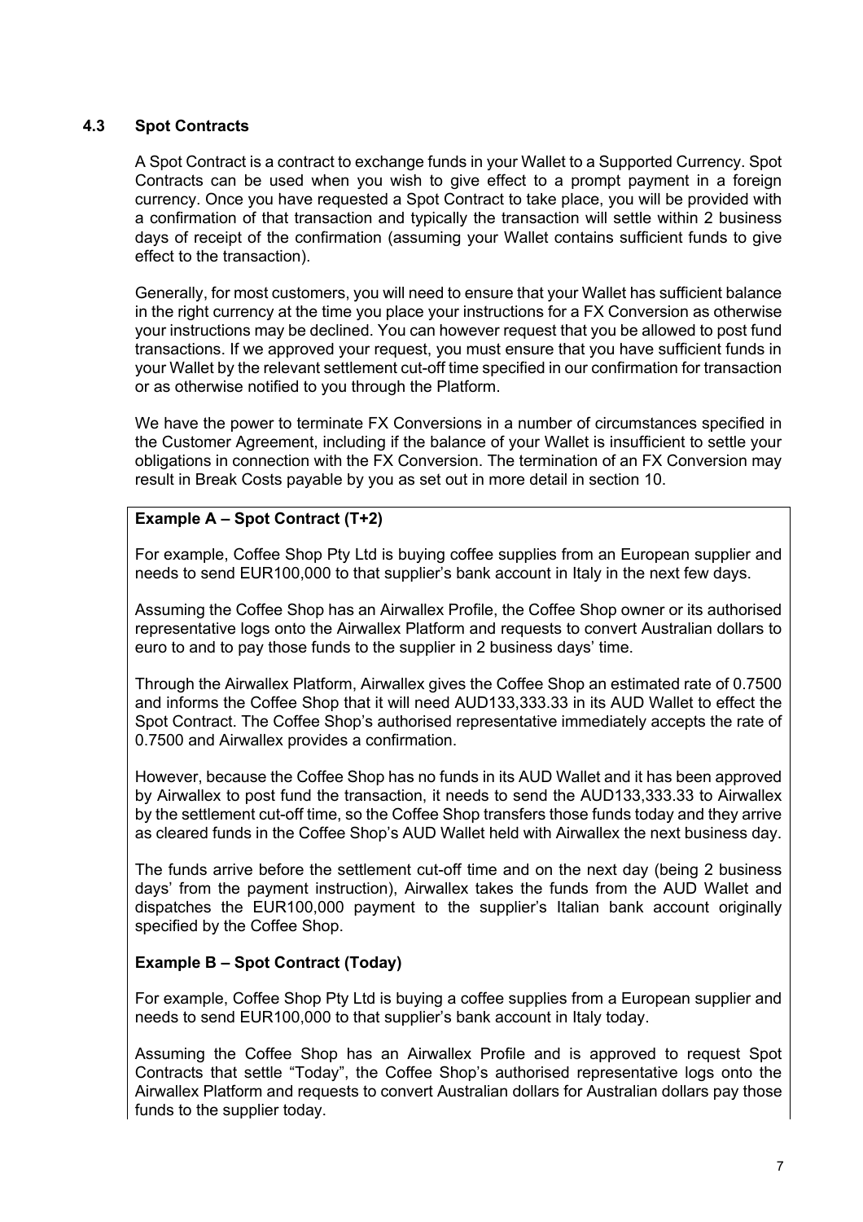### 4.3 Spot Contracts

A Spot Contract is a contract to exchange funds in your Wallet to a Supported Currency. Spot Contracts can be used when you wish to give effect to a prompt payment in a foreign currency. Once you have requested a Spot Contract to take place, you will be provided with a confirmation of that transaction and typically the transaction will settle within 2 business days of receipt of the confirmation (assuming your Wallet contains sufficient funds to give effect to the transaction).

Generally, for most customers, you will need to ensure that your Wallet has sufficient balance in the right currency at the time you place your instructions for a FX Conversion as otherwise your instructions may be declined. You can however request that you be allowed to post fund transactions. If we approved your request, you must ensure that you have sufficient funds in your Wallet by the relevant settlement cut-off time specified in our confirmation for transaction or as otherwise notified to you through the Platform.

We have the power to terminate FX Conversions in a number of circumstances specified in the Customer Agreement, including if the balance of your Wallet is insufficient to settle your obligations in connection with the FX Conversion. The termination of an FX Conversion may result in Break Costs payable by you as set out in more detail in section 10.

**Example A – Spot Contract (T+2)**

For example, Coffee Shop Pty Ltd is buying coffee supplies from an European supplier and needs to send EUR100,000 to that supplier's bank account in Italy in the next few days.

Assuming the Coffee Shop has an Airwallex Profile, the Coffee Shop owner or its authorised representative logs onto the Airwallex Platform and requests to convert Australian dollars to euro to and to pay those funds to the supplier in 2 business days' time.

Through the Airwallex Platform, Airwallex gives the Coffee Shop an estimated rate of 0.7500 and informs the Coffee Shop that it will need AUD133,333.33 in its AUD Wallet to effect the Spot Contract. The Coffee Shop's authorised representative immediately accepts the rate of 0.7500 and Airwallex provides a confirmation.

However, because the Coffee Shop has no funds in its AUD Wallet and it has been approved by Airwallex to post fund the transaction, it needs to send the AUD133,333.33 to Airwallex by the settlement cut-off time, so the Coffee Shop transfers those funds today and they arrive as cleared funds in the Coffee Shop's AUD Wallet held with Airwallex the next business day.

The funds arrive before the settlement cut-off time and on the next day (being 2 business days' from the payment instruction), Airwallex takes the funds from the AUD Wallet and dispatches the EUR100,000 payment to the supplier's Italian bank account originally specified by the Coffee Shop.

**Example B – Spot Contract (Today)**

For example, Coffee Shop Pty Ltd is buying a coffee supplies from a European supplier and needs to send EUR100,000 to that supplier's bank account in Italy today.

Assuming the Coffee Shop has an Airwallex Profile and is approved to request Spot Contracts that settle "Today", the Coffee Shop's authorised representative logs onto the Airwallex Platform and requests to convert Australian dollars for Australian dollars pay those funds to the supplier today.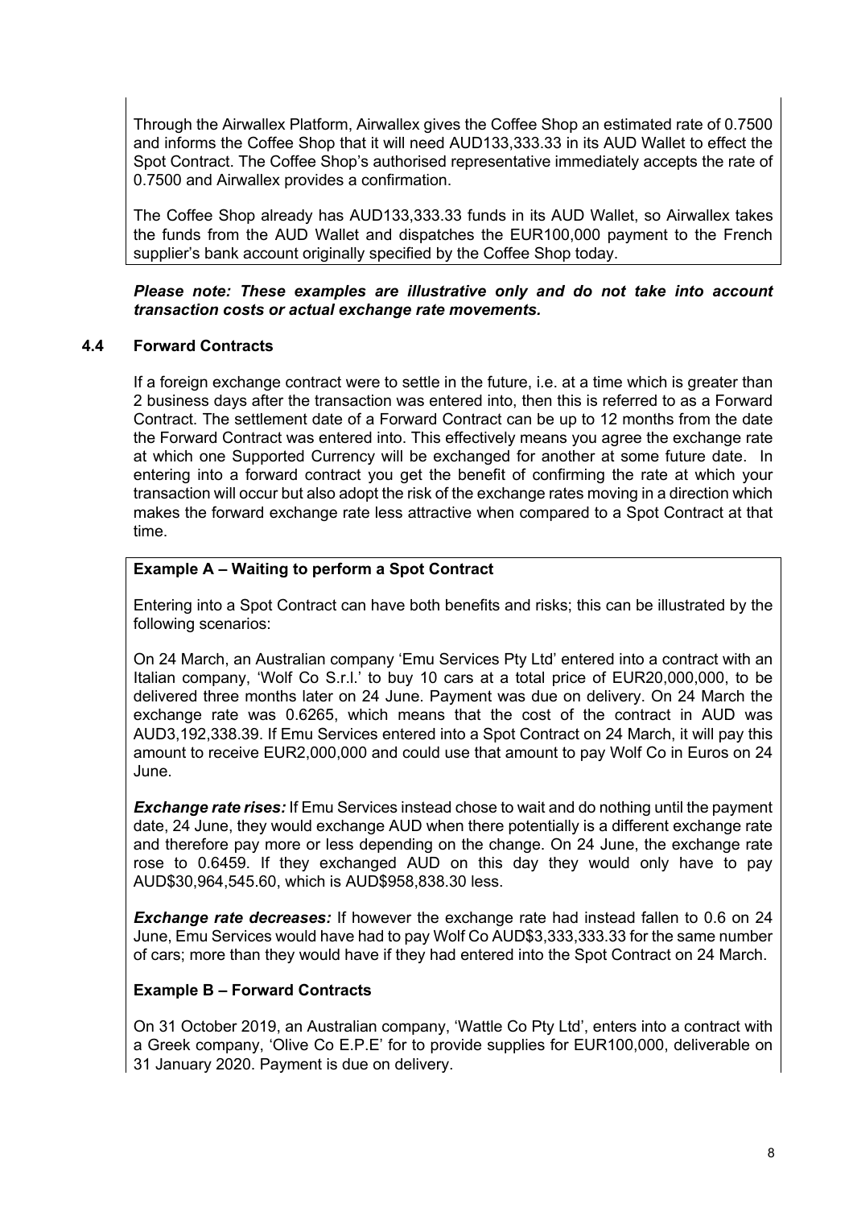Through the Airwallex Platform, Airwallex gives the Coffee Shop an estimated rate of 0.7500 and informs the Coffee Shop that it will need AUD133,333.33 in its AUD Wallet to effect the Spot Contract. The Coffee Shop's authorised representative immediately accepts the rate of 0.7500 and Airwallex provides a confirmation.

The Coffee Shop already has AUD133,333.33 funds in its AUD Wallet, so Airwallex takes the funds from the AUD Wallet and dispatches the EUR100,000 payment to the French supplier's bank account originally specified by the Coffee Shop today.

***Please note: These examples are illustrative only and do not take into account transaction costs or actual exchange rate movements.***

### 4.4 Forward Contracts

If a foreign exchange contract were to settle in the future, i.e. at a time which is greater than 2 business days after the transaction was entered into, then this is referred to as a Forward Contract. The settlement date of a Forward Contract can be up to 12 months from the date the Forward Contract was entered into. This effectively means you agree the exchange rate at which one Supported Currency will be exchanged for another at some future date. In entering into a forward contract you get the benefit of confirming the rate at which your transaction will occur but also adopt the risk of the exchange rates moving in a direction which makes the forward exchange rate less attractive when compared to a Spot Contract at that time.

**Example A – Waiting to perform a Spot Contract**

Entering into a Spot Contract can have both benefits and risks; this can be illustrated by the following scenarios:

On 24 March, an Australian company 'Emu Services Pty Ltd' entered into a contract with an Italian company, 'Wolf Co S.r.l.' to buy 10 cars at a total price of EUR20,000,000, to be delivered three months later on 24 June. Payment was due on delivery. On 24 March the exchange rate was 0.6265, which means that the cost of the contract in AUD was AUD3,192,338.39. If Emu Services entered into a Spot Contract on 24 March, it will pay this amount to receive EUR2,000,000 and could use that amount to pay Wolf Co in Euros on 24 June.

***Exchange rate rises:*** If Emu Services instead chose to wait and do nothing until the payment date, 24 June, they would exchange AUD when there potentially is a different exchange rate and therefore pay more or less depending on the change. On 24 June, the exchange rate rose to 0.6459. If they exchanged AUD on this day they would only have to pay AUD$30,964,545.60, which is AUD$958,838.30 less.

***Exchange rate decreases:*** If however the exchange rate had instead fallen to 0.6 on 24 June, Emu Services would have had to pay Wolf Co AUD$3,333,333.33 for the same number of cars; more than they would have if they had entered into the Spot Contract on 24 March.

**Example B – Forward Contracts**

On 31 October 2019, an Australian company, 'Wattle Co Pty Ltd', enters into a contract with a Greek company, 'Olive Co E.P.E' for to provide supplies for EUR100,000, deliverable on 31 January 2020. Payment is due on delivery.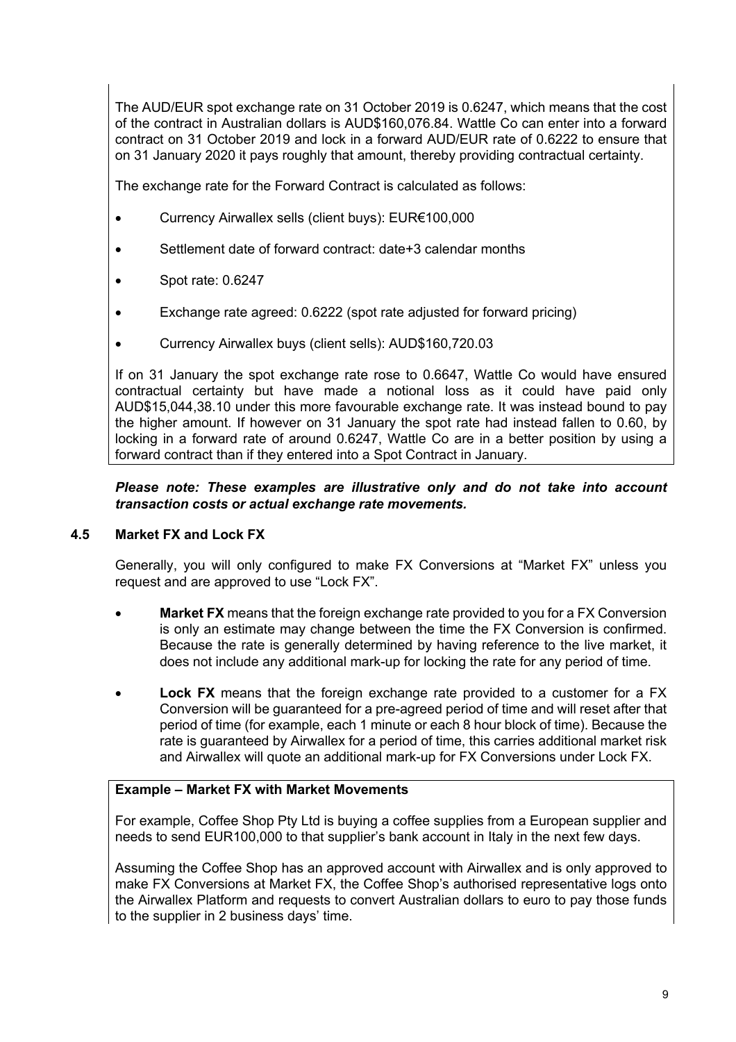The AUD/EUR spot exchange rate on 31 October 2019 is 0.6247, which means that the cost of the contract in Australian dollars is AUD$160,076.84. Wattle Co can enter into a forward contract on 31 October 2019 and lock in a forward AUD/EUR rate of 0.6222 to ensure that on 31 January 2020 it pays roughly that amount, thereby providing contractual certainty.

The exchange rate for the Forward Contract is calculated as follows:

- Currency Airwallex sells (client buys): EUR€100,000
- Settlement date of forward contract: date+3 calendar months
- Spot rate: 0.6247
- Exchange rate agreed: 0.6222 (spot rate adjusted for forward pricing)
- Currency Airwallex buys (client sells): AUD$160,720.03

If on 31 January the spot exchange rate rose to 0.6647, Wattle Co would have ensured contractual certainty but have made a notional loss as it could have paid only AUD$15,044,38.10 under this more favourable exchange rate. It was instead bound to pay the higher amount. If however on 31 January the spot rate had instead fallen to 0.60, by locking in a forward rate of around 0.6247, Wattle Co are in a better position by using a forward contract than if they entered into a Spot Contract in January.

***Please note: These examples are illustrative only and do not take into account transaction costs or actual exchange rate movements.***

### 4.5 Market FX and Lock FX

Generally, you will only configured to make FX Conversions at "Market FX" unless you request and are approved to use "Lock FX".

- **Market FX** means that the foreign exchange rate provided to you for a FX Conversion is only an estimate may change between the time the FX Conversion is confirmed. Because the rate is generally determined by having reference to the live market, it does not include any additional mark-up for locking the rate for any period of time.
- **Lock FX** means that the foreign exchange rate provided to a customer for a FX Conversion will be guaranteed for a pre-agreed period of time and will reset after that period of time (for example, each 1 minute or each 8 hour block of time). Because the rate is guaranteed by Airwallex for a period of time, this carries additional market risk and Airwallex will quote an additional mark-up for FX Conversions under Lock FX.

**Example – Market FX with Market Movements**

For example, Coffee Shop Pty Ltd is buying a coffee supplies from a European supplier and needs to send EUR100,000 to that supplier's bank account in Italy in the next few days.

Assuming the Coffee Shop has an approved account with Airwallex and is only approved to make FX Conversions at Market FX, the Coffee Shop's authorised representative logs onto the Airwallex Platform and requests to convert Australian dollars to euro to pay those funds to the supplier in 2 business days' time.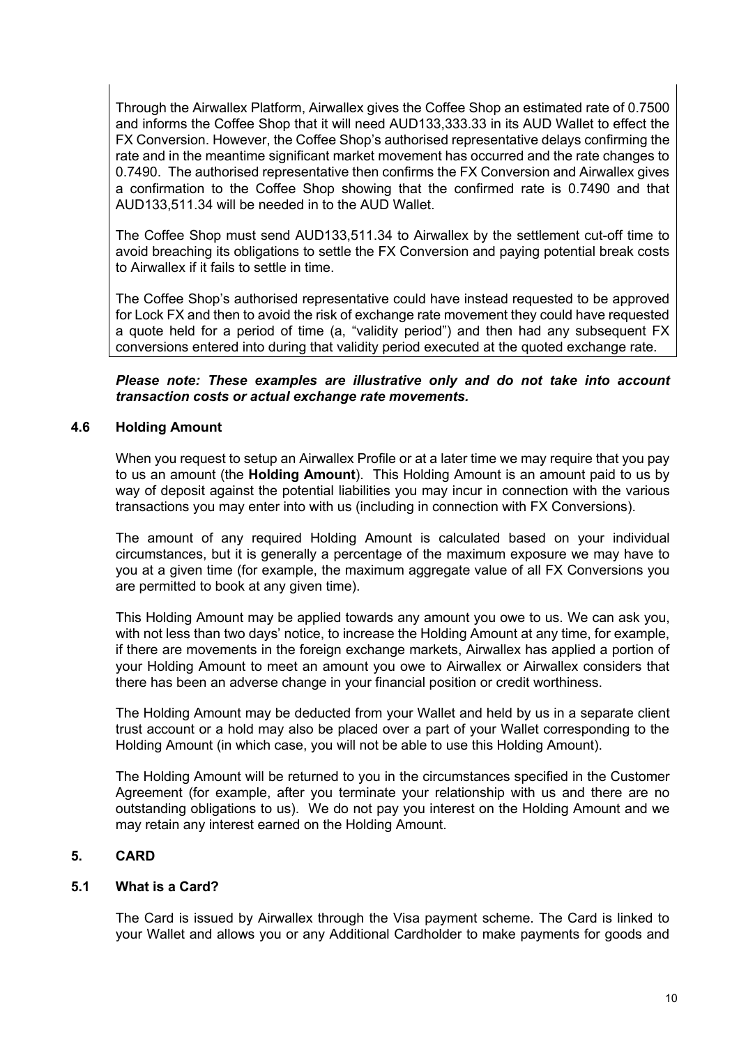Through the Airwallex Platform, Airwallex gives the Coffee Shop an estimated rate of 0.7500 and informs the Coffee Shop that it will need AUD133,333.33 in its AUD Wallet to effect the FX Conversion. However, the Coffee Shop's authorised representative delays confirming the rate and in the meantime significant market movement has occurred and the rate changes to 0.7490. The authorised representative then confirms the FX Conversion and Airwallex gives a confirmation to the Coffee Shop showing that the confirmed rate is 0.7490 and that AUD133,511.34 will be needed in to the AUD Wallet.

The Coffee Shop must send AUD133,511.34 to Airwallex by the settlement cut-off time to avoid breaching its obligations to settle the FX Conversion and paying potential break costs to Airwallex if it fails to settle in time.

The Coffee Shop's authorised representative could have instead requested to be approved for Lock FX and then to avoid the risk of exchange rate movement they could have requested a quote held for a period of time (a, "validity period") and then had any subsequent FX conversions entered into during that validity period executed at the quoted exchange rate.

***Please note: These examples are illustrative only and do not take into account transaction costs or actual exchange rate movements.***

### 4.6 Holding Amount

When you request to setup an Airwallex Profile or at a later time we may require that you pay to us an amount (the **Holding Amount**). This Holding Amount is an amount paid to us by way of deposit against the potential liabilities you may incur in connection with the various transactions you may enter into with us (including in connection with FX Conversions).

The amount of any required Holding Amount is calculated based on your individual circumstances, but it is generally a percentage of the maximum exposure we may have to you at a given time (for example, the maximum aggregate value of all FX Conversions you are permitted to book at any given time).

This Holding Amount may be applied towards any amount you owe to us. We can ask you, with not less than two days' notice, to increase the Holding Amount at any time, for example, if there are movements in the foreign exchange markets, Airwallex has applied a portion of your Holding Amount to meet an amount you owe to Airwallex or Airwallex considers that there has been an adverse change in your financial position or credit worthiness.

The Holding Amount may be deducted from your Wallet and held by us in a separate client trust account or a hold may also be placed over a part of your Wallet corresponding to the Holding Amount (in which case, you will not be able to use this Holding Amount).

The Holding Amount will be returned to you in the circumstances specified in the Customer Agreement (for example, after you terminate your relationship with us and there are no outstanding obligations to us). We do not pay you interest on the Holding Amount and we may retain any interest earned on the Holding Amount.

## 5. CARD

### 5.1 What is a Card?

The Card is issued by Airwallex through the Visa payment scheme. The Card is linked to your Wallet and allows you or any Additional Cardholder to make payments for goods and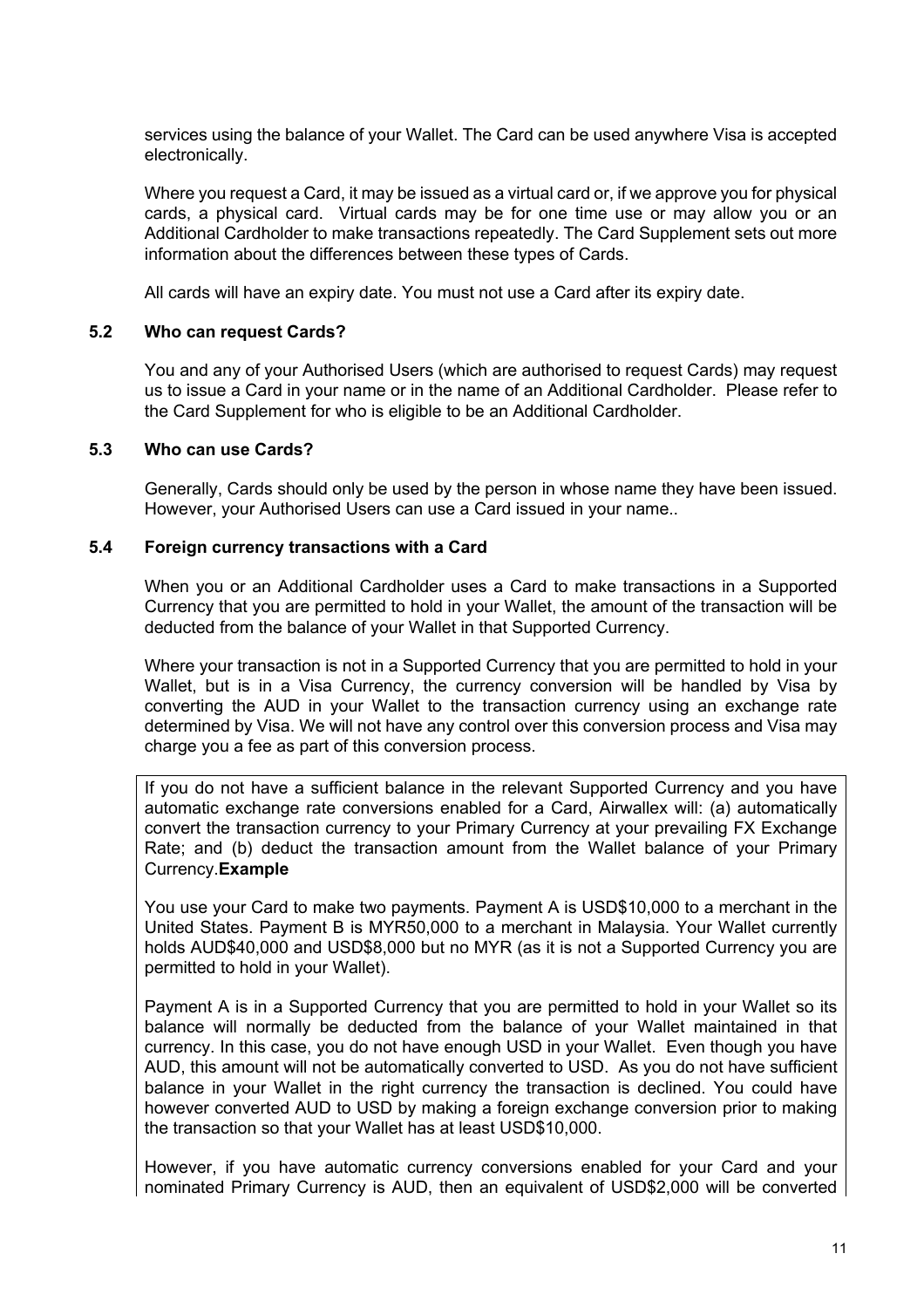services using the balance of your Wallet. The Card can be used anywhere Visa is accepted electronically.

Where you request a Card, it may be issued as a virtual card or, if we approve you for physical cards, a physical card. Virtual cards may be for one time use or may allow you or an Additional Cardholder to make transactions repeatedly. The Card Supplement sets out more information about the differences between these types of Cards.

All cards will have an expiry date. You must not use a Card after its expiry date.

### 5.2 Who can request Cards?

You and any of your Authorised Users (which are authorised to request Cards) may request us to issue a Card in your name or in the name of an Additional Cardholder. Please refer to the Card Supplement for who is eligible to be an Additional Cardholder.

### 5.3 Who can use Cards?

Generally, Cards should only be used by the person in whose name they have been issued. However, your Authorised Users can use a Card issued in your name..

### 5.4 Foreign currency transactions with a Card

When you or an Additional Cardholder uses a Card to make transactions in a Supported Currency that you are permitted to hold in your Wallet, the amount of the transaction will be deducted from the balance of your Wallet in that Supported Currency.

Where your transaction is not in a Supported Currency that you are permitted to hold in your Wallet, but is in a Visa Currency, the currency conversion will be handled by Visa by converting the AUD in your Wallet to the transaction currency using an exchange rate determined by Visa. We will not have any control over this conversion process and Visa may charge you a fee as part of this conversion process.

If you do not have a sufficient balance in the relevant Supported Currency and you have automatic exchange rate conversions enabled for a Card, Airwallex will: (a) automatically convert the transaction currency to your Primary Currency at your prevailing FX Exchange Rate; and (b) deduct the transaction amount from the Wallet balance of your Primary Currency.**Example**

You use your Card to make two payments. Payment A is USD$10,000 to a merchant in the United States. Payment B is MYR50,000 to a merchant in Malaysia. Your Wallet currently holds AUD$40,000 and USD$8,000 but no MYR (as it is not a Supported Currency you are permitted to hold in your Wallet).

Payment A is in a Supported Currency that you are permitted to hold in your Wallet so its balance will normally be deducted from the balance of your Wallet maintained in that currency. In this case, you do not have enough USD in your Wallet. Even though you have AUD, this amount will not be automatically converted to USD. As you do not have sufficient balance in your Wallet in the right currency the transaction is declined. You could have however converted AUD to USD by making a foreign exchange conversion prior to making the transaction so that your Wallet has at least USD$10,000.

However, if you have automatic currency conversions enabled for your Card and your nominated Primary Currency is AUD, then an equivalent of USD$2,000 will be converted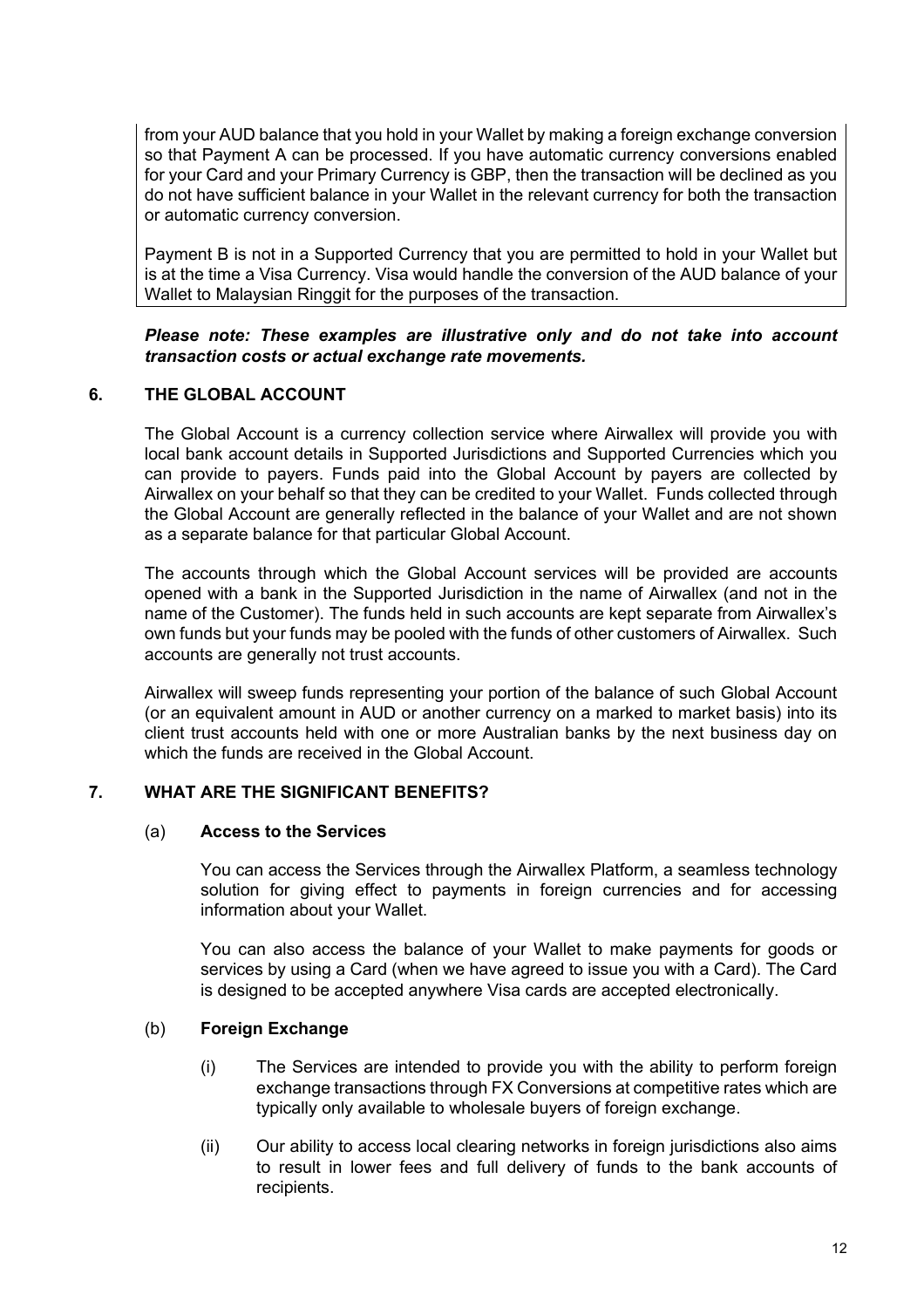from your AUD balance that you hold in your Wallet by making a foreign exchange conversion so that Payment A can be processed. If you have automatic currency conversions enabled for your Card and your Primary Currency is GBP, then the transaction will be declined as you do not have sufficient balance in your Wallet in the relevant currency for both the transaction or automatic currency conversion.

Payment B is not in a Supported Currency that you are permitted to hold in your Wallet but is at the time a Visa Currency. Visa would handle the conversion of the AUD balance of your Wallet to Malaysian Ringgit for the purposes of the transaction.

***Please note: These examples are illustrative only and do not take into account transaction costs or actual exchange rate movements.***

## 6. THE GLOBAL ACCOUNT

The Global Account is a currency collection service where Airwallex will provide you with local bank account details in Supported Jurisdictions and Supported Currencies which you can provide to payers. Funds paid into the Global Account by payers are collected by Airwallex on your behalf so that they can be credited to your Wallet. Funds collected through the Global Account are generally reflected in the balance of your Wallet and are not shown as a separate balance for that particular Global Account.

The accounts through which the Global Account services will be provided are accounts opened with a bank in the Supported Jurisdiction in the name of Airwallex (and not in the name of the Customer). The funds held in such accounts are kept separate from Airwallex's own funds but your funds may be pooled with the funds of other customers of Airwallex. Such accounts are generally not trust accounts.

Airwallex will sweep funds representing your portion of the balance of such Global Account (or an equivalent amount in AUD or another currency on a marked to market basis) into its client trust accounts held with one or more Australian banks by the next business day on which the funds are received in the Global Account.

## 7. WHAT ARE THE SIGNIFICANT BENEFITS?

### (a) Access to the Services

You can access the Services through the Airwallex Platform, a seamless technology solution for giving effect to payments in foreign currencies and for accessing information about your Wallet.

You can also access the balance of your Wallet to make payments for goods or services by using a Card (when we have agreed to issue you with a Card). The Card is designed to be accepted anywhere Visa cards are accepted electronically.

### (b) Foreign Exchange

(i) The Services are intended to provide you with the ability to perform foreign exchange transactions through FX Conversions at competitive rates which are typically only available to wholesale buyers of foreign exchange.

(ii) Our ability to access local clearing networks in foreign jurisdictions also aims to result in lower fees and full delivery of funds to the bank accounts of recipients.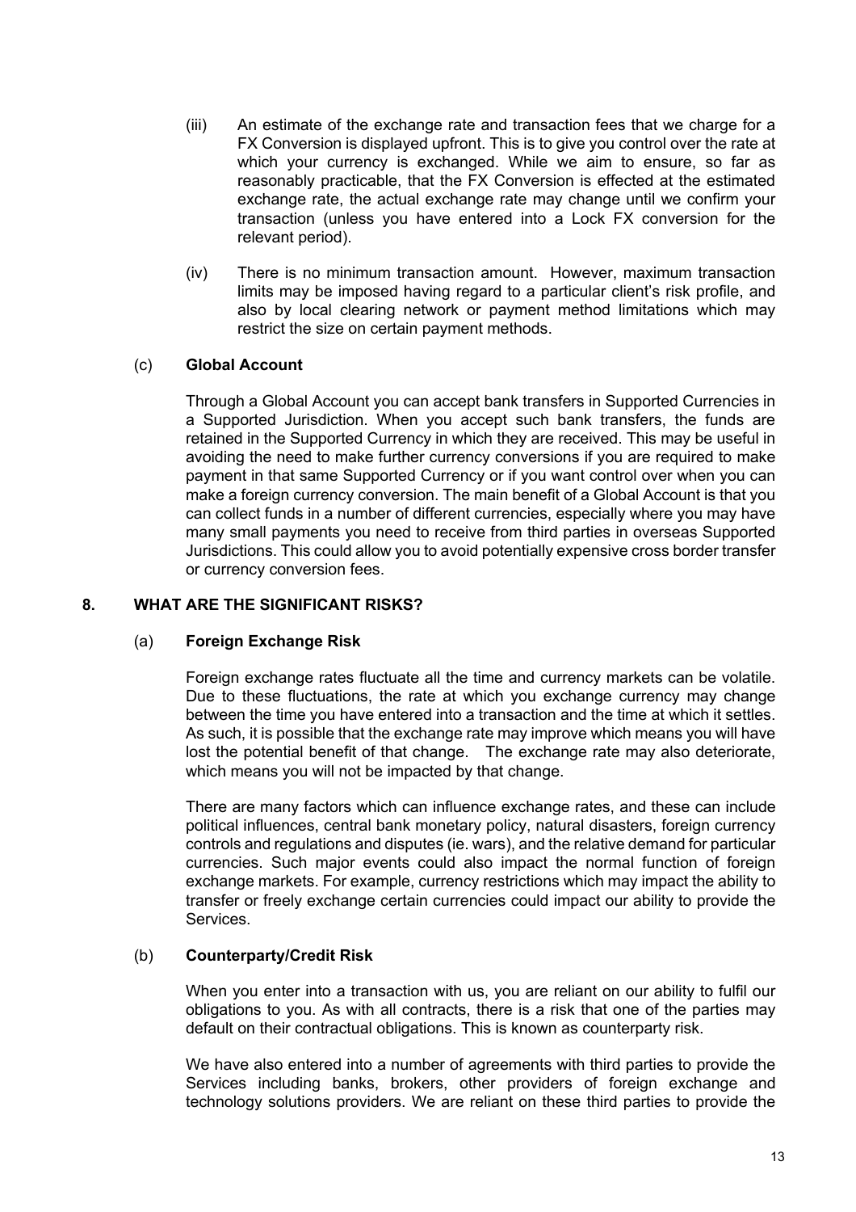(iii) An estimate of the exchange rate and transaction fees that we charge for a FX Conversion is displayed upfront. This is to give you control over the rate at which your currency is exchanged. While we aim to ensure, so far as reasonably practicable, that the FX Conversion is effected at the estimated exchange rate, the actual exchange rate may change until we confirm your transaction (unless you have entered into a Lock FX conversion for the relevant period).

(iv) There is no minimum transaction amount. However, maximum transaction limits may be imposed having regard to a particular client's risk profile, and also by local clearing network or payment method limitations which may restrict the size on certain payment methods.

(c) **Global Account**

Through a Global Account you can accept bank transfers in Supported Currencies in a Supported Jurisdiction. When you accept such bank transfers, the funds are retained in the Supported Currency in which they are received. This may be useful in avoiding the need to make further currency conversions if you are required to make payment in that same Supported Currency or if you want control over when you can make a foreign currency conversion. The main benefit of a Global Account is that you can collect funds in a number of different currencies, especially where you may have many small payments you need to receive from third parties in overseas Supported Jurisdictions. This could allow you to avoid potentially expensive cross border transfer or currency conversion fees.

## 8. WHAT ARE THE SIGNIFICANT RISKS?

(a) **Foreign Exchange Risk**

Foreign exchange rates fluctuate all the time and currency markets can be volatile. Due to these fluctuations, the rate at which you exchange currency may change between the time you have entered into a transaction and the time at which it settles. As such, it is possible that the exchange rate may improve which means you will have lost the potential benefit of that change. The exchange rate may also deteriorate, which means you will not be impacted by that change.

There are many factors which can influence exchange rates, and these can include political influences, central bank monetary policy, natural disasters, foreign currency controls and regulations and disputes (ie. wars), and the relative demand for particular currencies. Such major events could also impact the normal function of foreign exchange markets. For example, currency restrictions which may impact the ability to transfer or freely exchange certain currencies could impact our ability to provide the Services.

(b) **Counterparty/Credit Risk**

When you enter into a transaction with us, you are reliant on our ability to fulfil our obligations to you. As with all contracts, there is a risk that one of the parties may default on their contractual obligations. This is known as counterparty risk.

We have also entered into a number of agreements with third parties to provide the Services including banks, brokers, other providers of foreign exchange and technology solutions providers. We are reliant on these third parties to provide the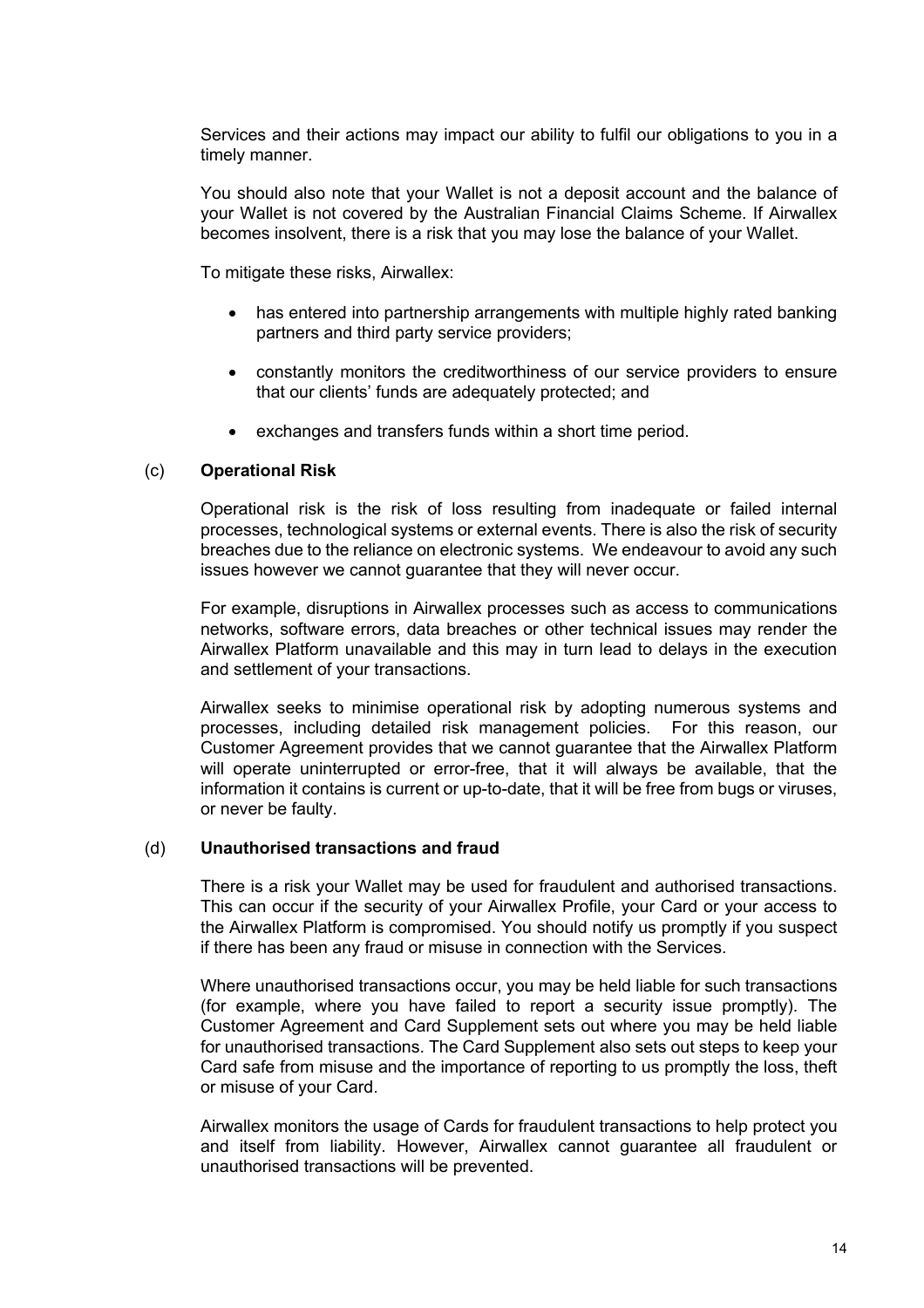Services and their actions may impact our ability to fulfil our obligations to you in a timely manner.

You should also note that your Wallet is not a deposit account and the balance of your Wallet is not covered by the Australian Financial Claims Scheme. If Airwallex becomes insolvent, there is a risk that you may lose the balance of your Wallet.

To mitigate these risks, Airwallex:

- has entered into partnership arrangements with multiple highly rated banking partners and third party service providers;
- constantly monitors the creditworthiness of our service providers to ensure that our clients' funds are adequately protected; and
- exchanges and transfers funds within a short time period.

### (c) Operational Risk

Operational risk is the risk of loss resulting from inadequate or failed internal processes, technological systems or external events. There is also the risk of security breaches due to the reliance on electronic systems. We endeavour to avoid any such issues however we cannot guarantee that they will never occur.

For example, disruptions in Airwallex processes such as access to communications networks, software errors, data breaches or other technical issues may render the Airwallex Platform unavailable and this may in turn lead to delays in the execution and settlement of your transactions.

Airwallex seeks to minimise operational risk by adopting numerous systems and processes, including detailed risk management policies. For this reason, our Customer Agreement provides that we cannot guarantee that the Airwallex Platform will operate uninterrupted or error-free, that it will always be available, that the information it contains is current or up-to-date, that it will be free from bugs or viruses, or never be faulty.

### (d) Unauthorised transactions and fraud

There is a risk your Wallet may be used for fraudulent and authorised transactions. This can occur if the security of your Airwallex Profile, your Card or your access to the Airwallex Platform is compromised. You should notify us promptly if you suspect if there has been any fraud or misuse in connection with the Services.

Where unauthorised transactions occur, you may be held liable for such transactions (for example, where you have failed to report a security issue promptly). The Customer Agreement and Card Supplement sets out where you may be held liable for unauthorised transactions. The Card Supplement also sets out steps to keep your Card safe from misuse and the importance of reporting to us promptly the loss, theft or misuse of your Card.

Airwallex monitors the usage of Cards for fraudulent transactions to help protect you and itself from liability. However, Airwallex cannot guarantee all fraudulent or unauthorised transactions will be prevented.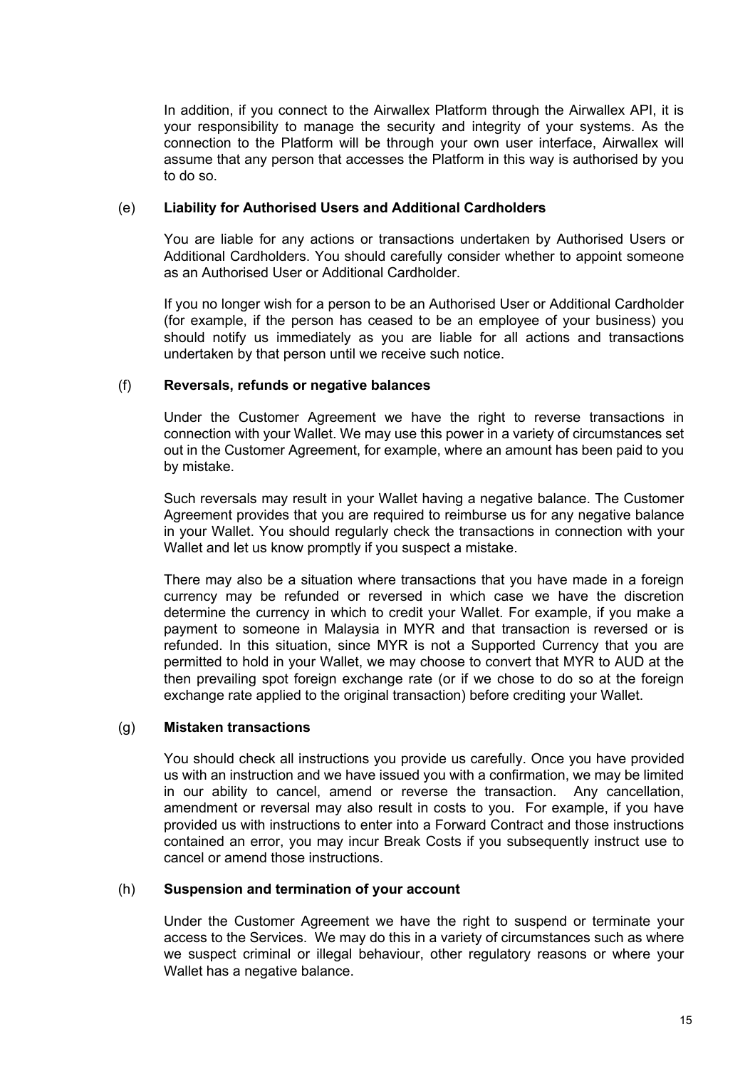In addition, if you connect to the Airwallex Platform through the Airwallex API, it is your responsibility to manage the security and integrity of your systems. As the connection to the Platform will be through your own user interface, Airwallex will assume that any person that accesses the Platform in this way is authorised by you to do so.

(e) **Liability for Authorised Users and Additional Cardholders**

You are liable for any actions or transactions undertaken by Authorised Users or Additional Cardholders. You should carefully consider whether to appoint someone as an Authorised User or Additional Cardholder.

If you no longer wish for a person to be an Authorised User or Additional Cardholder (for example, if the person has ceased to be an employee of your business) you should notify us immediately as you are liable for all actions and transactions undertaken by that person until we receive such notice.

(f) **Reversals, refunds or negative balances**

Under the Customer Agreement we have the right to reverse transactions in connection with your Wallet. We may use this power in a variety of circumstances set out in the Customer Agreement, for example, where an amount has been paid to you by mistake.

Such reversals may result in your Wallet having a negative balance. The Customer Agreement provides that you are required to reimburse us for any negative balance in your Wallet. You should regularly check the transactions in connection with your Wallet and let us know promptly if you suspect a mistake.

There may also be a situation where transactions that you have made in a foreign currency may be refunded or reversed in which case we have the discretion determine the currency in which to credit your Wallet. For example, if you make a payment to someone in Malaysia in MYR and that transaction is reversed or is refunded. In this situation, since MYR is not a Supported Currency that you are permitted to hold in your Wallet, we may choose to convert that MYR to AUD at the then prevailing spot foreign exchange rate (or if we chose to do so at the foreign exchange rate applied to the original transaction) before crediting your Wallet.

(g) **Mistaken transactions**

You should check all instructions you provide us carefully. Once you have provided us with an instruction and we have issued you with a confirmation, we may be limited in our ability to cancel, amend or reverse the transaction. Any cancellation, amendment or reversal may also result in costs to you. For example, if you have provided us with instructions to enter into a Forward Contract and those instructions contained an error, you may incur Break Costs if you subsequently instruct use to cancel or amend those instructions.

(h) **Suspension and termination of your account**

Under the Customer Agreement we have the right to suspend or terminate your access to the Services. We may do this in a variety of circumstances such as where we suspect criminal or illegal behaviour, other regulatory reasons or where your Wallet has a negative balance.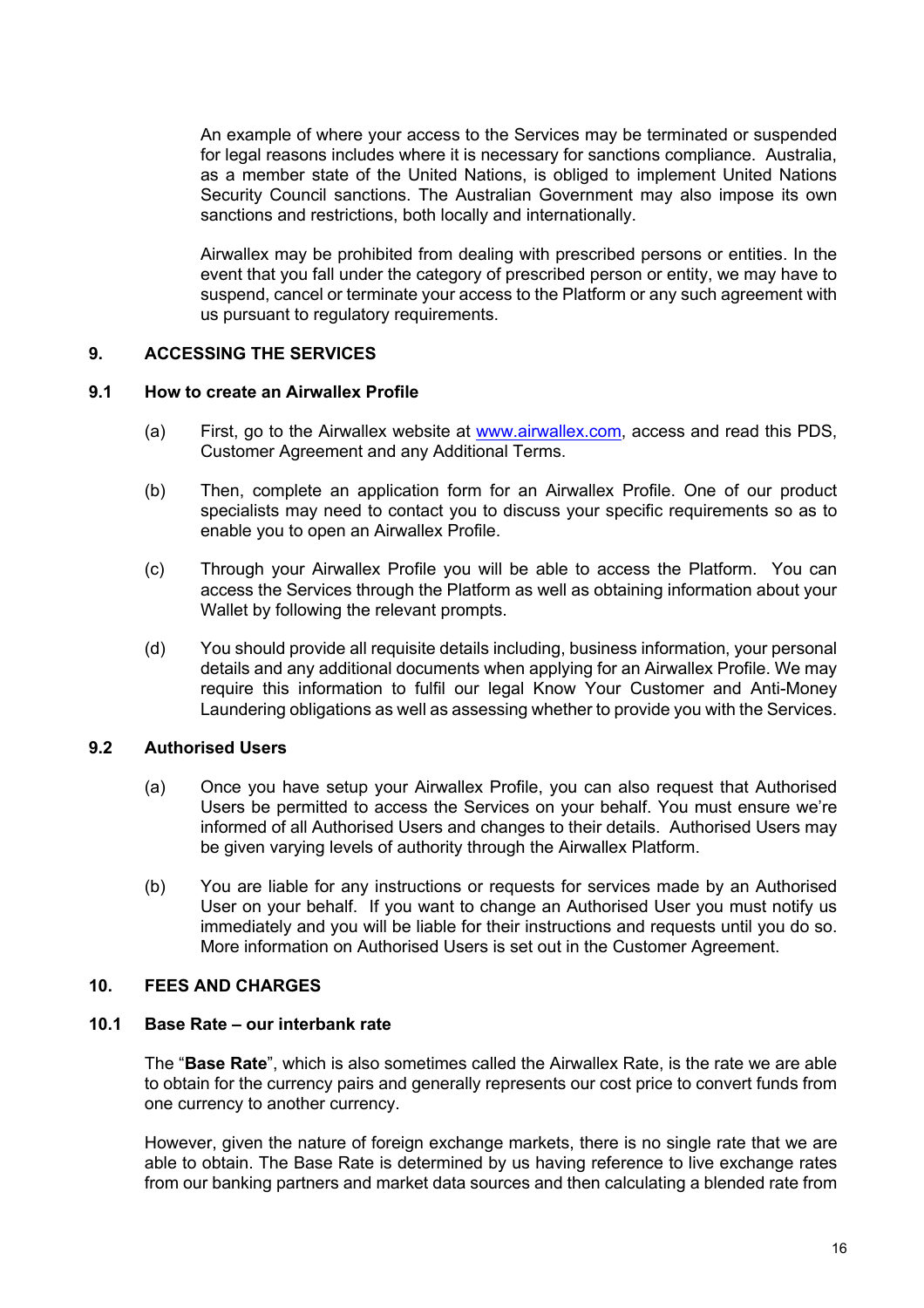An example of where your access to the Services may be terminated or suspended for legal reasons includes where it is necessary for sanctions compliance. Australia, as a member state of the United Nations, is obliged to implement United Nations Security Council sanctions. The Australian Government may also impose its own sanctions and restrictions, both locally and internationally.

Airwallex may be prohibited from dealing with prescribed persons or entities. In the event that you fall under the category of prescribed person or entity, we may have to suspend, cancel or terminate your access to the Platform or any such agreement with us pursuant to regulatory requirements.

## 9. ACCESSING THE SERVICES

### 9.1 How to create an Airwallex Profile

(a) First, go to the Airwallex website at [www.airwallex.com](http://www.airwallex.com), access and read this PDS, Customer Agreement and any Additional Terms.

(b) Then, complete an application form for an Airwallex Profile. One of our product specialists may need to contact you to discuss your specific requirements so as to enable you to open an Airwallex Profile.

(c) Through your Airwallex Profile you will be able to access the Platform. You can access the Services through the Platform as well as obtaining information about your Wallet by following the relevant prompts.

(d) You should provide all requisite details including, business information, your personal details and any additional documents when applying for an Airwallex Profile. We may require this information to fulfil our legal Know Your Customer and Anti-Money Laundering obligations as well as assessing whether to provide you with the Services.

### 9.2 Authorised Users

(a) Once you have setup your Airwallex Profile, you can also request that Authorised Users be permitted to access the Services on your behalf. You must ensure we're informed of all Authorised Users and changes to their details. Authorised Users may be given varying levels of authority through the Airwallex Platform.

(b) You are liable for any instructions or requests for services made by an Authorised User on your behalf. If you want to change an Authorised User you must notify us immediately and you will be liable for their instructions and requests until you do so. More information on Authorised Users is set out in the Customer Agreement.

## 10. FEES AND CHARGES

### 10.1 Base Rate – our interbank rate

The "**Base Rate**", which is also sometimes called the Airwallex Rate, is the rate we are able to obtain for the currency pairs and generally represents our cost price to convert funds from one currency to another currency.

However, given the nature of foreign exchange markets, there is no single rate that we are able to obtain. The Base Rate is determined by us having reference to live exchange rates from our banking partners and market data sources and then calculating a blended rate from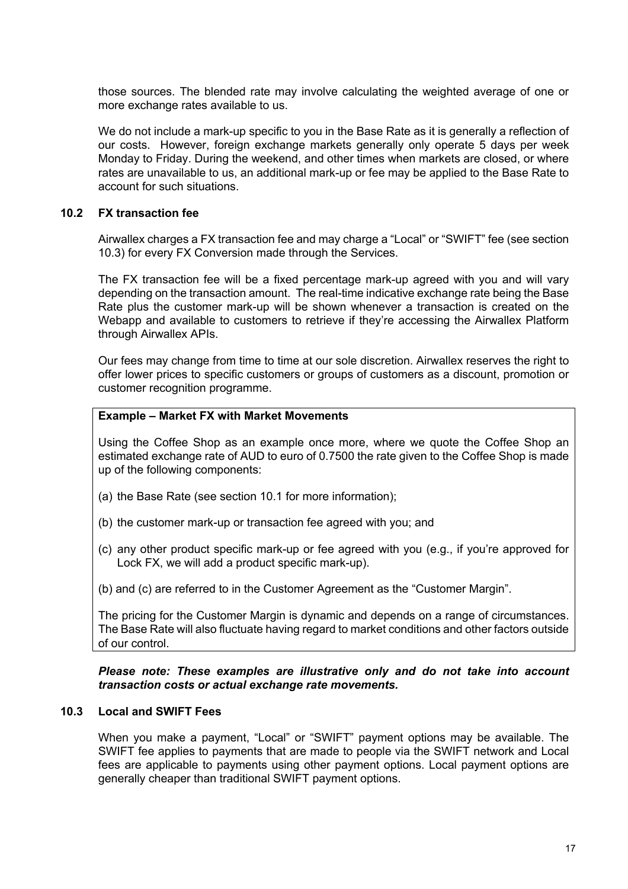those sources. The blended rate may involve calculating the weighted average of one or more exchange rates available to us.

We do not include a mark-up specific to you in the Base Rate as it is generally a reflection of our costs. However, foreign exchange markets generally only operate 5 days per week Monday to Friday. During the weekend, and other times when markets are closed, or where rates are unavailable to us, an additional mark-up or fee may be applied to the Base Rate to account for such situations.

### 10.2 FX transaction fee

Airwallex charges a FX transaction fee and may charge a "Local" or "SWIFT" fee (see section 10.3) for every FX Conversion made through the Services.

The FX transaction fee will be a fixed percentage mark-up agreed with you and will vary depending on the transaction amount. The real-time indicative exchange rate being the Base Rate plus the customer mark-up will be shown whenever a transaction is created on the Webapp and available to customers to retrieve if they're accessing the Airwallex Platform through Airwallex APIs.

Our fees may change from time to time at our sole discretion. Airwallex reserves the right to offer lower prices to specific customers or groups of customers as a discount, promotion or customer recognition programme.

**Example – Market FX with Market Movements**

Using the Coffee Shop as an example once more, where we quote the Coffee Shop an estimated exchange rate of AUD to euro of 0.7500 the rate given to the Coffee Shop is made up of the following components:

(a) the Base Rate (see section 10.1 for more information);

(b) the customer mark-up or transaction fee agreed with you; and

(c) any other product specific mark-up or fee agreed with you (e.g., if you're approved for Lock FX, we will add a product specific mark-up).

(b) and (c) are referred to in the Customer Agreement as the "Customer Margin".

The pricing for the Customer Margin is dynamic and depends on a range of circumstances. The Base Rate will also fluctuate having regard to market conditions and other factors outside of our control.

***Please note: These examples are illustrative only and do not take into account transaction costs or actual exchange rate movements.***

### 10.3 Local and SWIFT Fees

When you make a payment, "Local" or "SWIFT" payment options may be available. The SWIFT fee applies to payments that are made to people via the SWIFT network and Local fees are applicable to payments using other payment options. Local payment options are generally cheaper than traditional SWIFT payment options.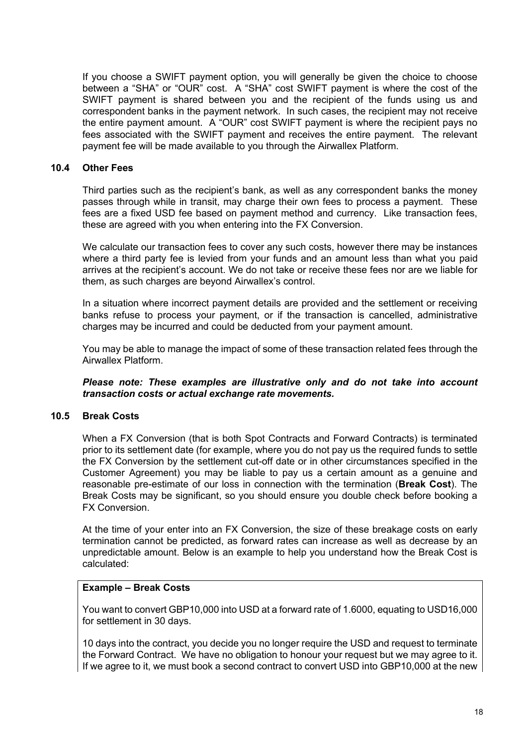If you choose a SWIFT payment option, you will generally be given the choice to choose between a "SHA" or "OUR" cost. A "SHA" cost SWIFT payment is where the cost of the SWIFT payment is shared between you and the recipient of the funds using us and correspondent banks in the payment network. In such cases, the recipient may not receive the entire payment amount. A "OUR" cost SWIFT payment is where the recipient pays no fees associated with the SWIFT payment and receives the entire payment. The relevant payment fee will be made available to you through the Airwallex Platform.

### 10.4 Other Fees

Third parties such as the recipient's bank, as well as any correspondent banks the money passes through while in transit, may charge their own fees to process a payment. These fees are a fixed USD fee based on payment method and currency. Like transaction fees, these are agreed with you when entering into the FX Conversion.

We calculate our transaction fees to cover any such costs, however there may be instances where a third party fee is levied from your funds and an amount less than what you paid arrives at the recipient's account. We do not take or receive these fees nor are we liable for them, as such charges are beyond Airwallex's control.

In a situation where incorrect payment details are provided and the settlement or receiving banks refuse to process your payment, or if the transaction is cancelled, administrative charges may be incurred and could be deducted from your payment amount.

You may be able to manage the impact of some of these transaction related fees through the Airwallex Platform.

***Please note: These examples are illustrative only and do not take into account transaction costs or actual exchange rate movements.***

### 10.5 Break Costs

When a FX Conversion (that is both Spot Contracts and Forward Contracts) is terminated prior to its settlement date (for example, where you do not pay us the required funds to settle the FX Conversion by the settlement cut-off date or in other circumstances specified in the Customer Agreement) you may be liable to pay us a certain amount as a genuine and reasonable pre-estimate of our loss in connection with the termination (**Break Cost**). The Break Costs may be significant, so you should ensure you double check before booking a FX Conversion.

At the time of your enter into an FX Conversion, the size of these breakage costs on early termination cannot be predicted, as forward rates can increase as well as decrease by an unpredictable amount. Below is an example to help you understand how the Break Cost is calculated:

**Example – Break Costs**

You want to convert GBP10,000 into USD at a forward rate of 1.6000, equating to USD16,000 for settlement in 30 days.

10 days into the contract, you decide you no longer require the USD and request to terminate the Forward Contract. We have no obligation to honour your request but we may agree to it. If we agree to it, we must book a second contract to convert USD into GBP10,000 at the new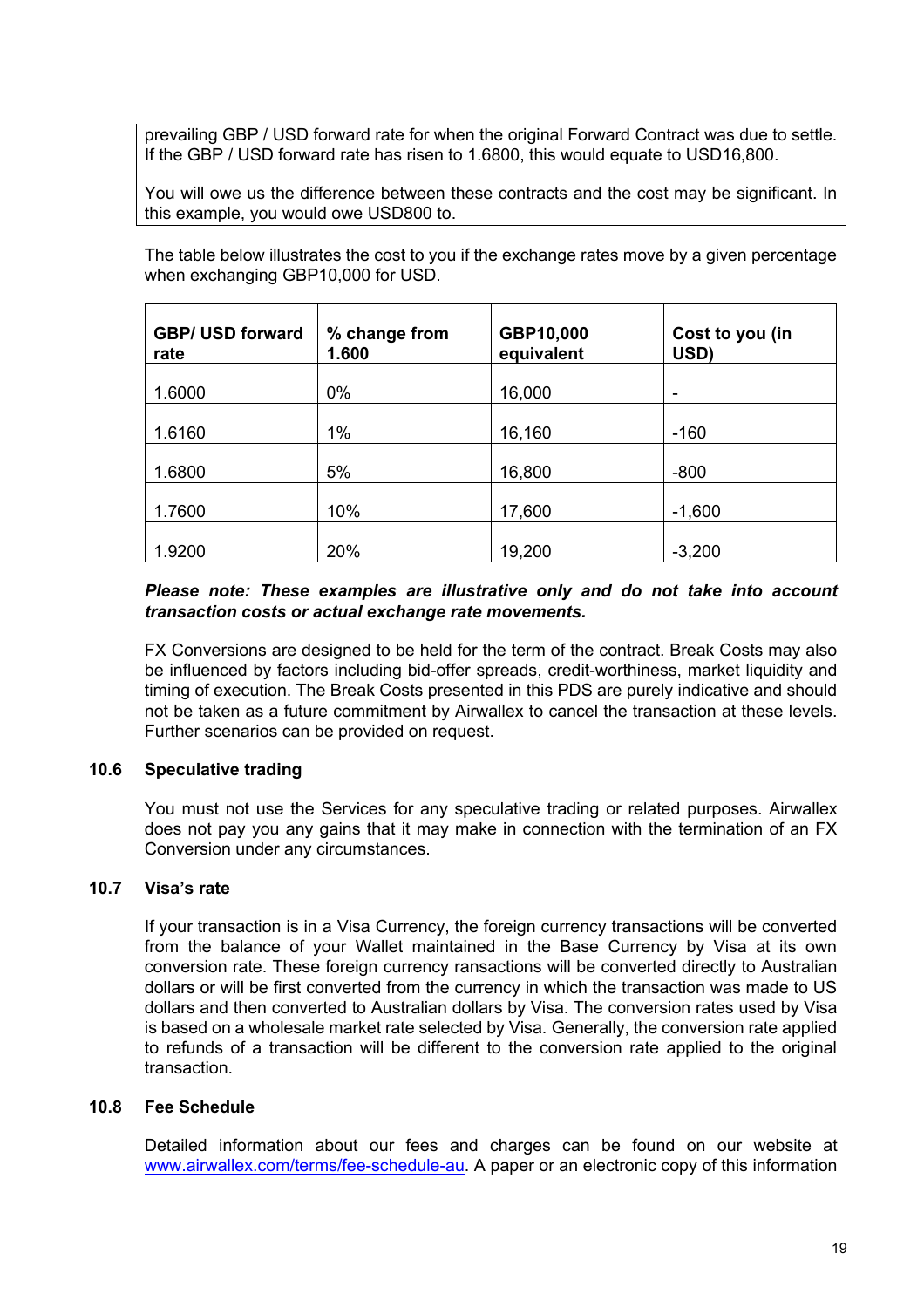prevailing GBP / USD forward rate for when the original Forward Contract was due to settle. If the GBP / USD forward rate has risen to 1.6800, this would equate to USD16,800.

You will owe us the difference between these contracts and the cost may be significant. In this example, you would owe USD800 to.

The table below illustrates the cost to you if the exchange rates move by a given percentage when exchanging GBP10,000 for USD.

| GBP/ USD forward rate | % change from 1.600 | GBP10,000 equivalent | Cost to you (in USD) |
|---|---|---|---|
| 1.6000 | 0% | 16,000 | - |
| 1.6160 | 1% | 16,160 | -160 |
| 1.6800 | 5% | 16,800 | -800 |
| 1.7600 | 10% | 17,600 | -1,600 |
| 1.9200 | 20% | 19,200 | -3,200 |

***Please note: These examples are illustrative only and do not take into account transaction costs or actual exchange rate movements.***

FX Conversions are designed to be held for the term of the contract. Break Costs may also be influenced by factors including bid-offer spreads, credit-worthiness, market liquidity and timing of execution. The Break Costs presented in this PDS are purely indicative and should not be taken as a future commitment by Airwallex to cancel the transaction at these levels. Further scenarios can be provided on request.

### 10.6 Speculative trading

You must not use the Services for any speculative trading or related purposes. Airwallex does not pay you any gains that it may make in connection with the termination of an FX Conversion under any circumstances.

### 10.7 Visa's rate

If your transaction is in a Visa Currency, the foreign currency transactions will be converted from the balance of your Wallet maintained in the Base Currency by Visa at its own conversion rate. These foreign currency ransactions will be converted directly to Australian dollars or will be first converted from the currency in which the transaction was made to US dollars and then converted to Australian dollars by Visa. The conversion rates used by Visa is based on a wholesale market rate selected by Visa. Generally, the conversion rate applied to refunds of a transaction will be different to the conversion rate applied to the original transaction.

### 10.8 Fee Schedule

Detailed information about our fees and charges can be found on our website at [www.airwallex.com/terms/fee-schedule-au](www.airwallex.com/terms/fee-schedule-au). A paper or an electronic copy of this information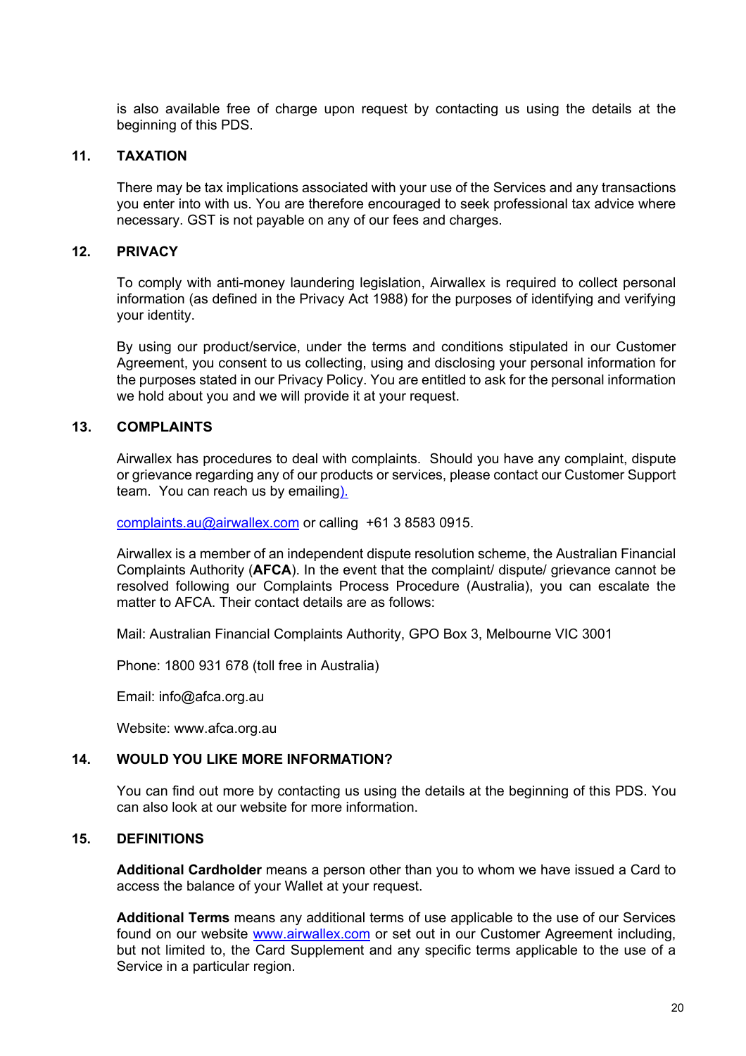is also available free of charge upon request by contacting us using the details at the beginning of this PDS.

## 11. TAXATION

There may be tax implications associated with your use of the Services and any transactions you enter into with us. You are therefore encouraged to seek professional tax advice where necessary. GST is not payable on any of our fees and charges.

## 12. PRIVACY

To comply with anti-money laundering legislation, Airwallex is required to collect personal information (as defined in the Privacy Act 1988) for the purposes of identifying and verifying your identity.

By using our product/service, under the terms and conditions stipulated in our Customer Agreement, you consent to us collecting, using and disclosing your personal information for the purposes stated in our Privacy Policy. You are entitled to ask for the personal information we hold about you and we will provide it at your request.

## 13. COMPLAINTS

Airwallex has procedures to deal with complaints. Should you have any complaint, dispute or grievance regarding any of our products or services, please contact our Customer Support team. You can reach us by emailing).

complaints.au@airwallex.com or calling +61 3 8583 0915.

Airwallex is a member of an independent dispute resolution scheme, the Australian Financial Complaints Authority (**AFCA**). In the event that the complaint/ dispute/ grievance cannot be resolved following our Complaints Process Procedure (Australia), you can escalate the matter to AFCA. Their contact details are as follows:

Mail: Australian Financial Complaints Authority, GPO Box 3, Melbourne VIC 3001

Phone: 1800 931 678 (toll free in Australia)

Email: info@afca.org.au

Website: www.afca.org.au

## 14. WOULD YOU LIKE MORE INFORMATION?

You can find out more by contacting us using the details at the beginning of this PDS. You can also look at our website for more information.

## 15. DEFINITIONS

**Additional Cardholder** means a person other than you to whom we have issued a Card to access the balance of your Wallet at your request.

**Additional Terms** means any additional terms of use applicable to the use of our Services found on our website www.airwallex.com or set out in our Customer Agreement including, but not limited to, the Card Supplement and any specific terms applicable to the use of a Service in a particular region.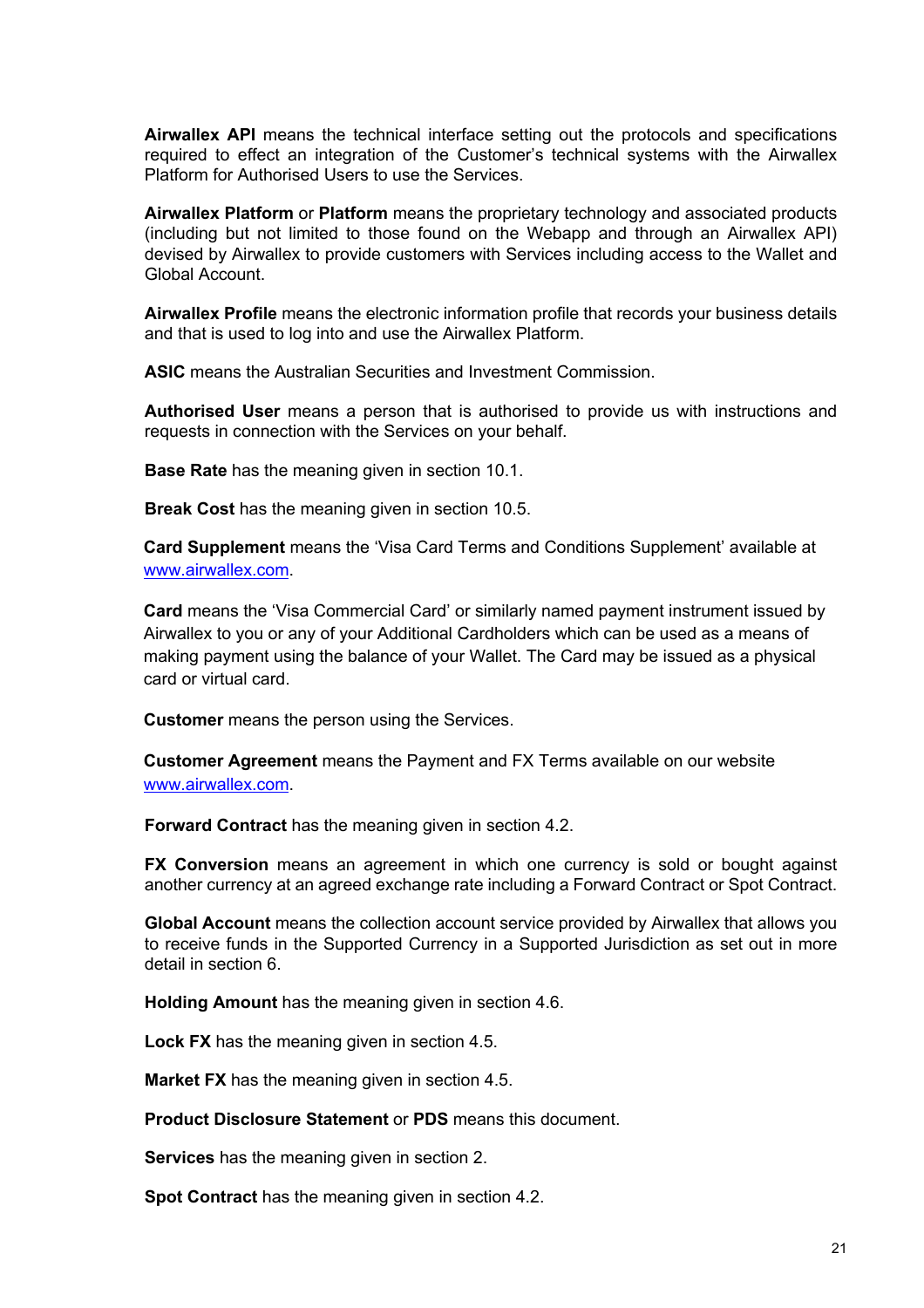**Airwallex API** means the technical interface setting out the protocols and specifications required to effect an integration of the Customer's technical systems with the Airwallex Platform for Authorised Users to use the Services.

**Airwallex Platform** or **Platform** means the proprietary technology and associated products (including but not limited to those found on the Webapp and through an Airwallex API) devised by Airwallex to provide customers with Services including access to the Wallet and Global Account.

**Airwallex Profile** means the electronic information profile that records your business details and that is used to log into and use the Airwallex Platform.

**ASIC** means the Australian Securities and Investment Commission.

**Authorised User** means a person that is authorised to provide us with instructions and requests in connection with the Services on your behalf.

**Base Rate** has the meaning given in section 10.1.

**Break Cost** has the meaning given in section 10.5.

**Card Supplement** means the 'Visa Card Terms and Conditions Supplement' available at www.airwallex.com.

**Card** means the 'Visa Commercial Card' or similarly named payment instrument issued by Airwallex to you or any of your Additional Cardholders which can be used as a means of making payment using the balance of your Wallet. The Card may be issued as a physical card or virtual card.

**Customer** means the person using the Services.

**Customer Agreement** means the Payment and FX Terms available on our website www.airwallex.com.

**Forward Contract** has the meaning given in section 4.2.

**FX Conversion** means an agreement in which one currency is sold or bought against another currency at an agreed exchange rate including a Forward Contract or Spot Contract.

**Global Account** means the collection account service provided by Airwallex that allows you to receive funds in the Supported Currency in a Supported Jurisdiction as set out in more detail in section 6.

**Holding Amount** has the meaning given in section 4.6.

**Lock FX** has the meaning given in section 4.5.

**Market FX** has the meaning given in section 4.5.

**Product Disclosure Statement** or **PDS** means this document.

**Services** has the meaning given in section 2.

**Spot Contract** has the meaning given in section 4.2.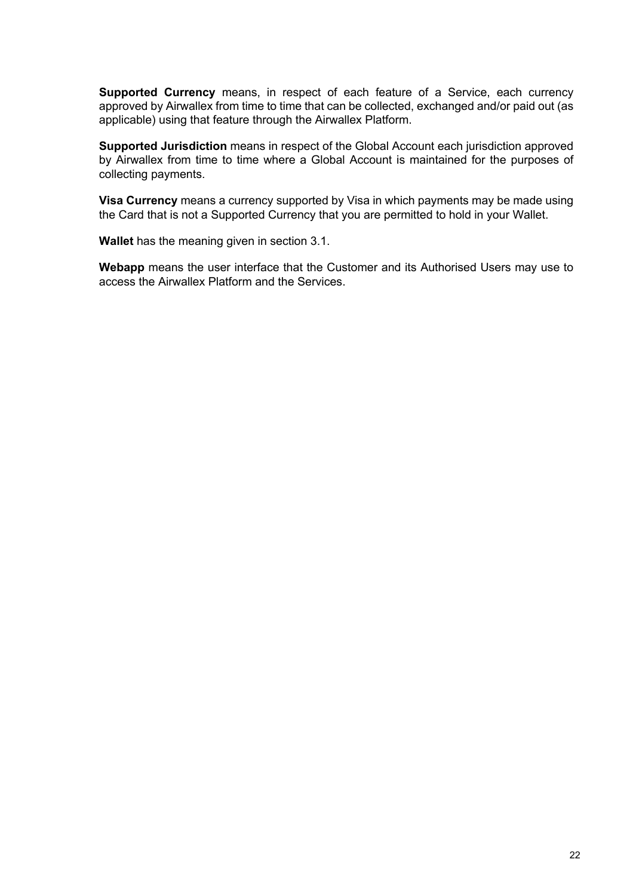**Supported Currency** means, in respect of each feature of a Service, each currency approved by Airwallex from time to time that can be collected, exchanged and/or paid out (as applicable) using that feature through the Airwallex Platform.

**Supported Jurisdiction** means in respect of the Global Account each jurisdiction approved by Airwallex from time to time where a Global Account is maintained for the purposes of collecting payments.

**Visa Currency** means a currency supported by Visa in which payments may be made using the Card that is not a Supported Currency that you are permitted to hold in your Wallet.

**Wallet** has the meaning given in section 3.1.

**Webapp** means the user interface that the Customer and its Authorised Users may use to access the Airwallex Platform and the Services.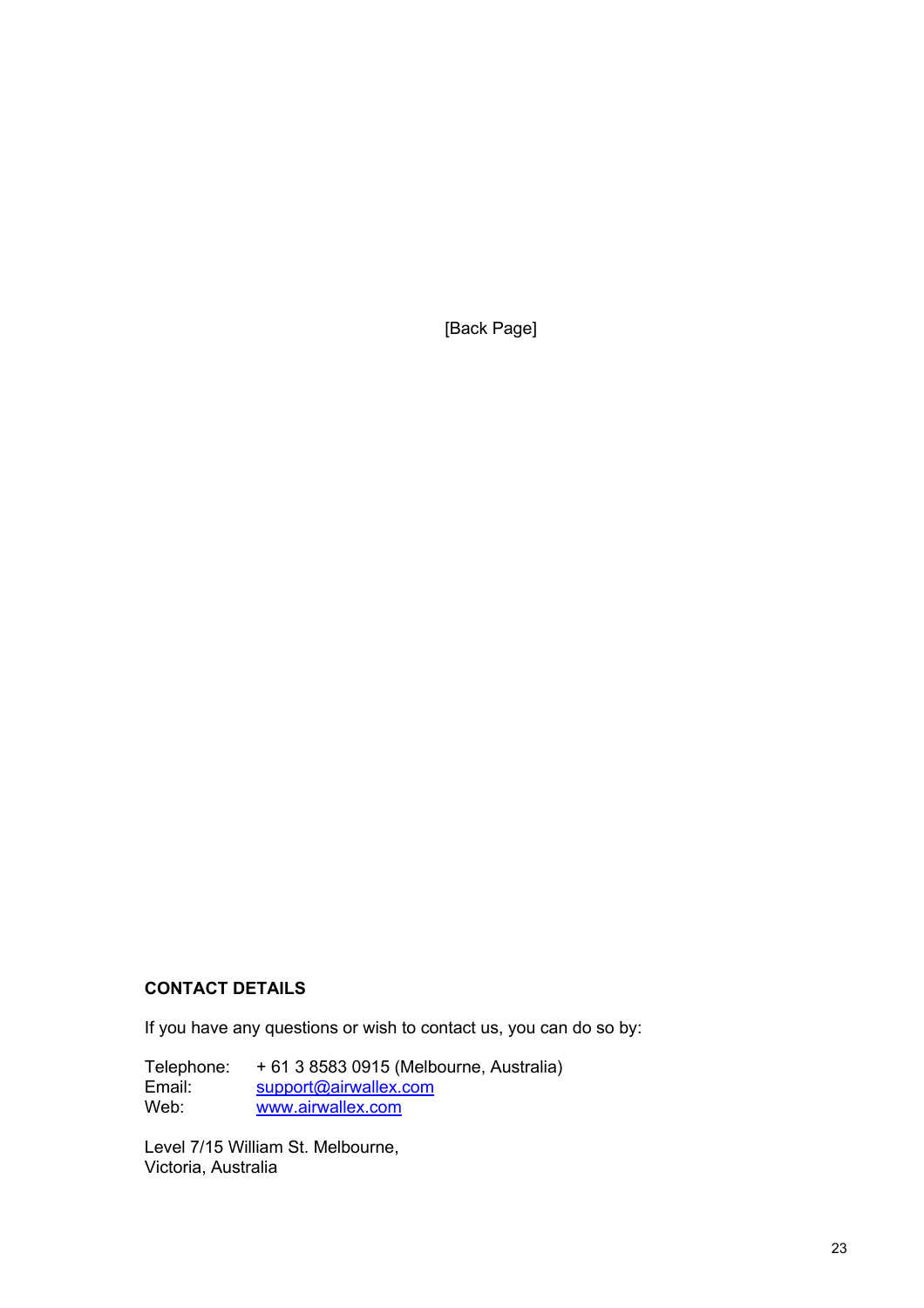[Back Page]

**CONTACT DETAILS**

If you have any questions or wish to contact us, you can do so by:

Telephone: + 61 3 8583 0915 (Melbourne, Australia)
Email: support@airwallex.com
Web: www.airwallex.com

Level 7/15 William St. Melbourne,
Victoria, Australia